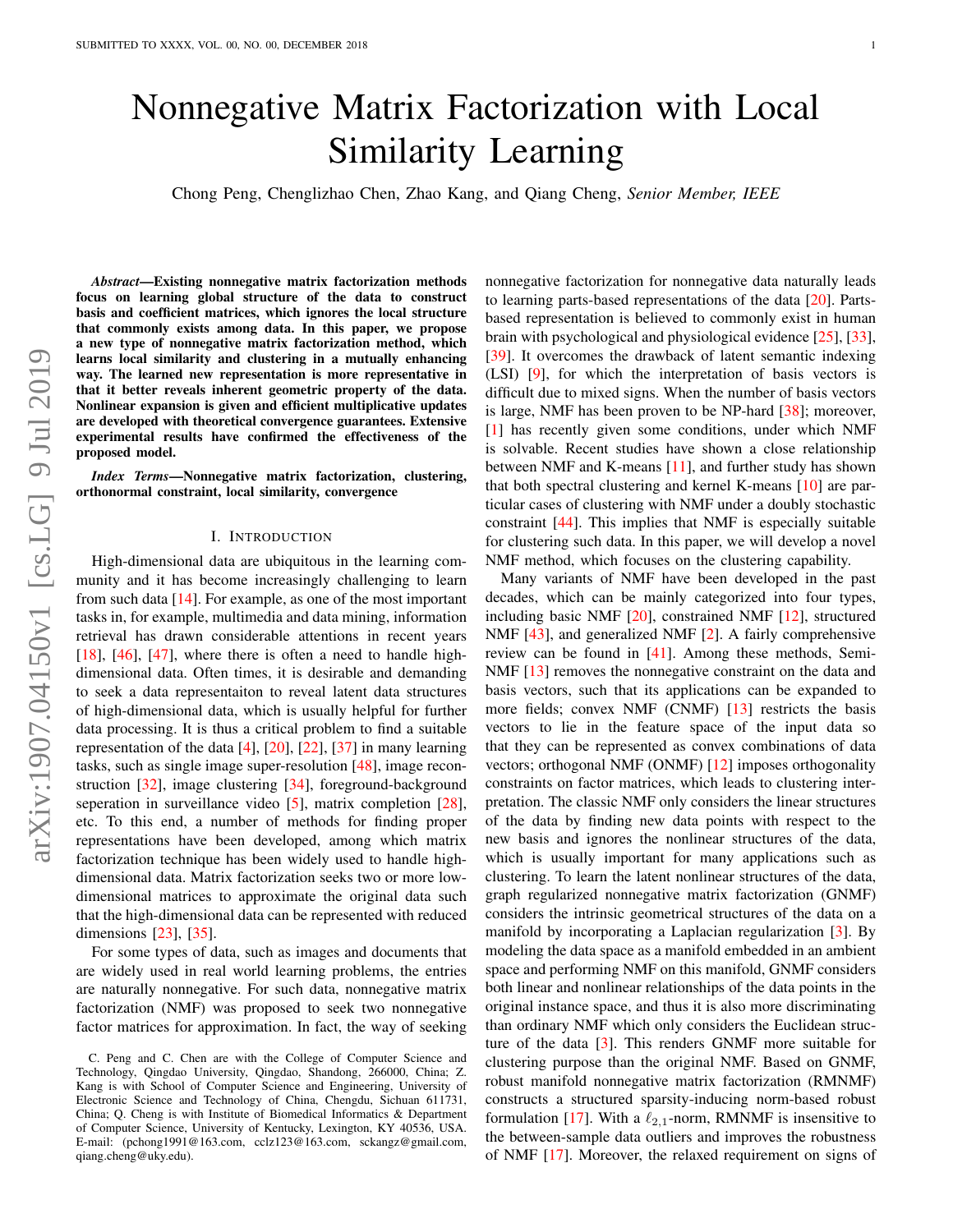# Nonnegative Matrix Factorization with Local Similarity Learning

Chong Peng, Chenglizhao Chen, Zhao Kang, and Qiang Cheng, *Senior Member, IEEE*

***Abstract*—Existing nonnegative matrix factorization methods focus on learning global structure of the data to construct basis and coefficient matrices, which ignores the local structure that commonly exists among data. In this paper, we propose a new type of nonnegative matrix factorization method, which learns local similarity and clustering in a mutually enhancing way. The learned new representation is more representative in that it better reveals inherent geometric property of the data. Nonlinear expansion is given and efficient multiplicative updates are developed with theoretical convergence guarantees. Extensive experimental results have confirmed the effectiveness of the proposed model.**

***Index Terms*—Nonnegative matrix factorization, clustering, orthonormal constraint, local similarity, convergence**

## I. Introduction

High-dimensional data are ubiquitous in the learning community and it has become increasingly challenging to learn from such data [14]. For example, as one of the most important tasks in, for example, multimedia and data mining, information retrieval has drawn considerable attentions in recent years [18], [46], [47], where there is often a need to handle high-dimensional data. Often times, it is desirable and demanding to seek a data representaiton to reveal latent data structures of high-dimensional data, which is usually helpful for further data processing. It is thus a critical problem to find a suitable representation of the data [4], [20], [22], [37] in many learning tasks, such as single image super-resolution [48], image reconstruction [32], image clustering [34], foreground-background seperation in surveillance video [5], matrix completion [28], etc. To this end, a number of methods for finding proper representations have been developed, among which matrix factorization technique has been widely used to handle high-dimensional data. Matrix factorization seeks two or more low-dimensional matrices to approximate the original data such that the high-dimensional data can be represented with reduced dimensions [23], [35].

For some types of data, such as images and documents that are widely used in real world learning problems, the entries are naturally nonnegative. For such data, nonnegative matrix factorization (NMF) was proposed to seek two nonnegative factor matrices for approximation. In fact, the way of seeking nonnegative factorization for nonnegative data naturally leads to learning parts-based representations of the data [20]. Parts-based representation is believed to commonly exist in human brain with psychological and physiological evidence [25], [33], [39]. It overcomes the drawback of latent semantic indexing (LSI) [9], for which the interpretation of basis vectors is difficult due to mixed signs. When the number of basis vectors is large, NMF has been proven to be NP-hard [38]; moreover, [1] has recently given some conditions, under which NMF is solvable. Recent studies have shown a close relationship between NMF and K-means [11], and further study has shown that both spectral clustering and kernel K-means [10] are particular cases of clustering with NMF under a doubly stochastic constraint [44]. This implies that NMF is especially suitable for clustering such data. In this paper, we will develop a novel NMF method, which focuses on the clustering capability.

Many variants of NMF have been developed in the past decades, which can be mainly categorized into four types, including basic NMF [20], constrained NMF [12], structured NMF [43], and generalized NMF [2]. A fairly comprehensive review can be found in [41]. Among these methods, Semi-NMF [13] removes the nonnegative constraint on the data and basis vectors, such that its applications can be expanded to more fields; convex NMF (CNMF) [13] restricts the basis vectors to lie in the feature space of the input data so that they can be represented as convex combinations of data vectors; orthogonal NMF (ONMF) [12] imposes orthogonality constraints on factor matrices, which leads to clustering interpretation. The classic NMF only considers the linear structures of the data by finding new data points with respect to the new basis and ignores the nonlinear structures of the data, which is usually important for many applications such as clustering. To learn the latent nonlinear structures of the data, graph regularized nonnegative matrix factorization (GNMF) considers the intrinsic geometrical structures of the data on a manifold by incorporating a Laplacian regularization [3]. By modeling the data space as a manifold embedded in an ambient space and performing NMF on this manifold, GNMF considers both linear and nonlinear relationships of the data points in the original instance space, and thus it is also more discriminating than ordinary NMF which only considers the Euclidean structure of the data [3]. This renders GNMF more suitable for clustering purpose than the original NMF. Based on GNMF, robust manifold nonnegative matrix factorization (RMNMF) constructs a structured sparsity-inducing norm-based robust formulation [17]. With a $\ell_{2,1}$-norm, RMNMF is insensitive to the between-sample data outliers and improves the robustness of NMF [17]. Moreover, the relaxed requirement on signs of

C. Peng and C. Chen are with the College of Computer Science and Technology, Qingdao University, Qingdao, Shandong, 266000, China; Z. Kang is with School of Computer Science and Engineering, University of Electronic Science and Technology of China, Chengdu, Sichuan 611731, China; Q. Cheng is with Institute of Biomedical Informatics & Department of Computer Science, University of Kentucky, Lexington, KY 40536, USA. E-mail: (pchong1991@163.com, cclz123@163.com, sckangz@gmail.com, qiang.cheng@uky.edu).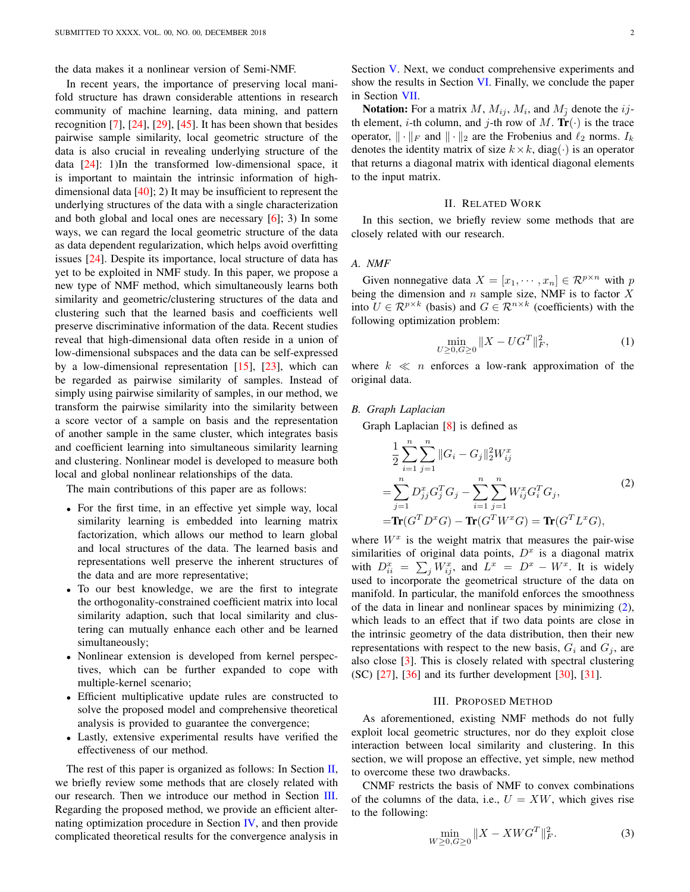the data makes it a nonlinear version of Semi-NMF.

In recent years, the importance of preserving local manifold structure has drawn considerable attentions in research community of machine learning, data mining, and pattern recognition [7], [24], [29], [45]. It has been shown that besides pairwise sample similarity, local geometric structure of the data is also crucial in revealing underlying structure of the data [24]: 1)In the transformed low-dimensional space, it is important to maintain the intrinsic information of high-dimensional data [40]; 2) It may be insufficient to represent the underlying structures of the data with a single characterization and both global and local ones are necessary [6]; 3) In some ways, we can regard the local geometric structure of the data as data dependent regularization, which helps avoid overfitting issues [24]. Despite its importance, local structure of data has yet to be exploited in NMF study. In this paper, we propose a new type of NMF method, which simultaneously learns both similarity and geometric/clustering structures of the data and clustering such that the learned basis and coefficients well preserve discriminative information of the data. Recent studies reveal that high-dimensional data often reside in a union of low-dimensional subspaces and the data can be self-expressed by a low-dimensional representation [15], [23], which can be regarded as pairwise similarity of samples. Instead of simply using pairwise similarity of samples, in our method, we transform the pairwise similarity into the similarity between a score vector of a sample on basis and the representation of another sample in the same cluster, which integrates basis and coefficient learning into simultaneous similarity learning and clustering. Nonlinear model is developed to measure both local and global nonlinear relationships of the data.

The main contributions of this paper are as follows:

- For the first time, in an effective yet simple way, local similarity learning is embedded into learning matrix factorization, which allows our method to learn global and local structures of the data. The learned basis and representations well preserve the inherent structures of the data and are more representative;
- To our best knowledge, we are the first to integrate the orthogonality-constrained coefficient matrix into local similarity adaption, such that local similarity and clustering can mutually enhance each other and be learned simultaneously;
- Nonlinear extension is developed from kernel perspectives, which can be further expanded to cope with multiple-kernel scenario;
- Efficient multiplicative update rules are constructed to solve the proposed model and comprehensive theoretical analysis is provided to guarantee the convergence;
- Lastly, extensive experimental results have verified the effectiveness of our method.

The rest of this paper is organized as follows: In Section II, we briefly review some methods that are closely related with our research. Then we introduce our method in Section III. Regarding the proposed method, we provide an efficient alternating optimization procedure in Section IV, and then provide complicated theoretical results for the convergence analysis in Section V. Next, we conduct comprehensive experiments and show the results in Section VI. Finally, we conclude the paper in Section VII.

**Notation:** For a matrix $M$, $M_{ij}$, $M_i$, and $M_{\bar{j}}$ denote the $ij$-th element, $i$-th column, and $j$-th row of $M$. $\textbf{Tr}(\cdot)$ is the trace operator, $\|\cdot\|_F$ and $\|\cdot\|_2$ are the Frobenius and $\ell_2$ norms. $I_k$ denotes the identity matrix of size $k\times k$, diag$(\cdot)$ is an operator that returns a diagonal matrix with identical diagonal elements to the input matrix.

## II. Related Work

In this section, we briefly review some methods that are closely related with our research.

### A. NMF

Given nonnegative data $X=[x_1,\cdots,x_n]\in\mathcal{R}^{p\times n}$ with $p$ being the dimension and $n$ sample size, NMF is to factor $X$ into $U\in\mathcal{R}^{p\times k}$ (basis) and $G\in\mathcal{R}^{n\times k}$ (coefficients) with the following optimization problem:

$$\min_{U\geq 0, G\geq 0}\|X-UG^T\|_F^2, \tag{1}$$

where $k\ll n$ enforces a low-rank approximation of the original data.

### B. Graph Laplacian

Graph Laplacian [8] is defined as

$$\begin{aligned}
&\frac{1}{2}\sum_{i=1}^{n}\sum_{j=1}^{n}\|G_i-G_j\|_2^2 W_{ij}^x\\
=&\sum_{j=1}^{n}D_{jj}^x G_j^T G_j-\sum_{i=1}^{n}\sum_{j=1}^{n}W_{ij}^x G_i^T G_j,\\
=&\textbf{Tr}(G^T D^x G)-\textbf{Tr}(G^T W^x G)=\textbf{Tr}(G^T L^x G),
\end{aligned}\tag{2}$$

where $W^x$ is the weight matrix that measures the pair-wise similarities of original data points, $D^x$ is a diagonal matrix with $D_{ii}^x=\sum_j W_{ij}^x$, and $L^x=D^x-W^x$. It is widely used to incorporate the geometrical structure of the data on manifold. In particular, the manifold enforces the smoothness of the data in linear and nonlinear spaces by minimizing (2), which leads to an effect that if two data points are close in the intrinsic geometry of the data distribution, then their new representations with respect to the new basis, $G_i$ and $G_j$, are also close [3]. This is closely related with spectral clustering (SC) [27], [36] and its further development [30], [31].

## III. Proposed Method

As aforementioned, existing NMF methods do not fully exploit local geometric structures, nor do they exploit close interaction between local similarity and clustering. In this section, we will propose an effective, yet simple, new method to overcome these two drawbacks.

CNMF restricts the basis of NMF to convex combinations of the columns of the data, i.e., $U=XW$, which gives rise to the following:

$$\min_{W\geq 0, G\geq 0}\|X-XWG^T\|_F^2. \tag{3}$$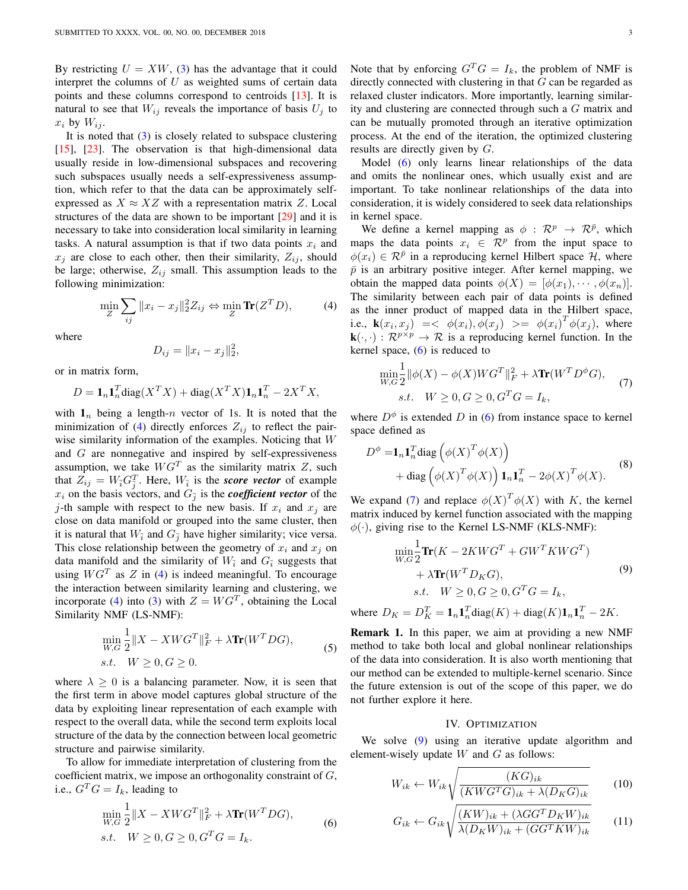By restricting $U = XW$, (3) has the advantage that it could interpret the columns of $U$ as weighted sums of certain data points and these columns correspond to centroids [13]. It is natural to see that $W_{ij}$ reveals the importance of basis $U_j$ to $x_i$ by $W_{ij}$.

It is noted that (3) is closely related to subspace clustering [15], [23]. The observation is that high-dimensional data usually reside in low-dimensional subspaces and recovering such subspaces usually needs a self-expressiveness assumption, which refer to that the data can be approximately self-expressed as $X \approx XZ$ with a representation matrix $Z$. Local structures of the data are shown to be important [29] and it is necessary to take into consideration local similarity in learning tasks. A natural assumption is that if two data points $x_i$ and $x_j$ are close to each other, then their similarity, $Z_{ij}$, should be large; otherwise, $Z_{ij}$ small. This assumption leads to the following minimization:

$$\min_{Z} \sum_{ij} \|x_i - x_j\|_2^2 Z_{ij} \Leftrightarrow \min_{Z} \mathbf{Tr}(Z^T D), \tag{4}$$

where

$$D_{ij} = \|x_i - x_j\|_2^2,$$

or in matrix form,

$$D = \mathbf{1}_n \mathbf{1}_n^T \text{diag}(X^T X) + \text{diag}(X^T X) \mathbf{1}_n \mathbf{1}_n^T - 2X^T X,$$

with $\mathbf{1}_n$ being a length-$n$ vector of 1s. It is noted that the minimization of (4) directly enforces $Z_{ij}$ to reflect the pair-wise similarity information of the examples. Noticing that $W$ and $G$ are nonnegative and inspired by self-expressiveness assumption, we take $WG^T$ as the similarity matrix $Z$, such that $Z_{ij} = W_{\bar{i}} G_{\bar{j}}^T$. Here, $W_{\bar{i}}$ is the ***score vector*** of example $x_i$ on the basis vectors, and $G_{\bar{j}}$ is the ***coefficient vector*** of the $j$-th sample with respect to the new basis. If $x_i$ and $x_j$ are close on data manifold or grouped into the same cluster, then it is natural that $W_{\bar{i}}$ and $G_{\bar{j}}$ have higher similarity; vice versa. This close relationship between the geometry of $x_i$ and $x_j$ on data manifold and the similarity of $W_{\bar{i}}$ and $G_{\bar{i}}$ suggests that using $WG^T$ as $Z$ in (4) is indeed meaningful. To encourage the interaction between similarity learning and clustering, we incorporate (4) into (3) with $Z = WG^T$, obtaining the Local Similarity NMF (LS-NMF):

$$\begin{aligned} \min_{W,G} & \frac{1}{2} \|X - XWG^T\|_F^2 + \lambda \mathbf{Tr}(W^T D G), \\ s.t. \quad & W \geq 0, G \geq 0. \end{aligned} \tag{5}$$

where $\lambda \geq 0$ is a balancing parameter. Now, it is seen that the first term in above model captures global structure of the data by exploiting linear representation of each example with respect to the overall data, while the second term exploits local structure of the data by the connection between local geometric structure and pairwise similarity.

To allow for immediate interpretation of clustering from the coefficient matrix, we impose an orthogonality constraint of $G$, i.e., $G^T G = I_k$, leading to

$$\begin{aligned} \min_{W,G} & \frac{1}{2} \|X - XWG^T\|_F^2 + \lambda \mathbf{Tr}(W^T D G), \\ s.t. \quad & W \geq 0, G \geq 0, G^T G = I_k. \end{aligned} \tag{6}$$

Note that by enforcing $G^T G = I_k$, the problem of NMF is directly connected with clustering in that $G$ can be regarded as relaxed cluster indicators. More importantly, learning similarity and clustering are connected through such a $G$ matrix and can be mutually promoted through an iterative optimization process. At the end of the iteration, the optimized clustering results are directly given by $G$.

Model (6) only learns linear relationships of the data and omits the nonlinear ones, which usually exist and are important. To take nonlinear relationships of the data into consideration, it is widely considered to seek data relationships in kernel space.

We define a kernel mapping as $\phi : \mathcal{R}^p \rightarrow \mathcal{R}^{\bar{p}}$, which maps the data points $x_i \in \mathcal{R}^p$ from the input space to $\phi(x_i) \in \mathcal{R}^{\bar{p}}$ in a reproducing kernel Hilbert space $\mathcal{H}$, where $\bar{p}$ is an arbitrary positive integer. After kernel mapping, we obtain the mapped data points $\phi(X) = [\phi(x_1), \cdots, \phi(x_n)]$. The similarity between each pair of data points is defined as the inner product of mapped data in the Hilbert space, i.e., $\mathbf{k}(x_i, x_j) = <\phi(x_i), \phi(x_j)> = \phi(x_i)^T \phi(x_j)$, where $\mathbf{k}(\cdot,\cdot) : \mathcal{R}^{p \times p} \rightarrow \mathcal{R}$ is a reproducing kernel function. In the kernel space, (6) is reduced to

$$\begin{aligned} \min_{W,G} & \frac{1}{2} \|\phi(X) - \phi(X)WG^T\|_F^2 + \lambda \mathbf{Tr}(W^T D^{\phi} G), \\ s.t. \quad & W \geq 0, G \geq 0, G^T G = I_k, \end{aligned} \tag{7}$$

where $D^{\phi}$ is extended $D$ in (6) from instance space to kernel space defined as

$$\begin{aligned} D^{\phi} = & \mathbf{1}_n \mathbf{1}_n^T \text{diag}\left(\phi(X)^T \phi(X)\right) \\ & + \text{diag}\left(\phi(X)^T \phi(X)\right) \mathbf{1}_n \mathbf{1}_n^T - 2\phi(X)^T \phi(X). \end{aligned} \tag{8}$$

We expand (7) and replace $\phi(X)^T \phi(X)$ with $K$, the kernel matrix induced by kernel function associated with the mapping $\phi(\cdot)$, giving rise to the Kernel LS-NMF (KLS-NMF):

$$\begin{aligned} \min_{W,G} & \frac{1}{2} \mathbf{Tr}(K - 2KWG^T + GW^T KWG^T) \\ & + \lambda \mathbf{Tr}(W^T D_K G), \\ & s.t. \quad W \geq 0, G \geq 0, G^T G = I_k, \end{aligned} \tag{9}$$

where $D_K = D_K^T = \mathbf{1}_n \mathbf{1}_n^T \text{diag}(K) + \text{diag}(K) \mathbf{1}_n \mathbf{1}_n^T - 2K$.

**Remark 1.** In this paper, we aim at providing a new NMF method to take both local and global nonlinear relationships of the data into consideration. It is also worth mentioning that our method can be extended to multiple-kernel scenario. Since the future extension is out of the scope of this paper, we do not further explore it here.

## IV. Optimization

We solve (9) using an iterative update algorithm and element-wisely update $W$ and $G$ as follows:

$$W_{ik} \leftarrow W_{ik} \sqrt{\frac{(KG)_{ik}}{(KWG^T G)_{ik} + \lambda (D_K G)_{ik}}} \tag{10}$$

$$G_{ik} \leftarrow G_{ik} \sqrt{\frac{(KW)_{ik} + (\lambda G G^T D_K W)_{ik}}{\lambda (D_K W)_{ik} + (G G^T K W)_{ik}}} \tag{11}$$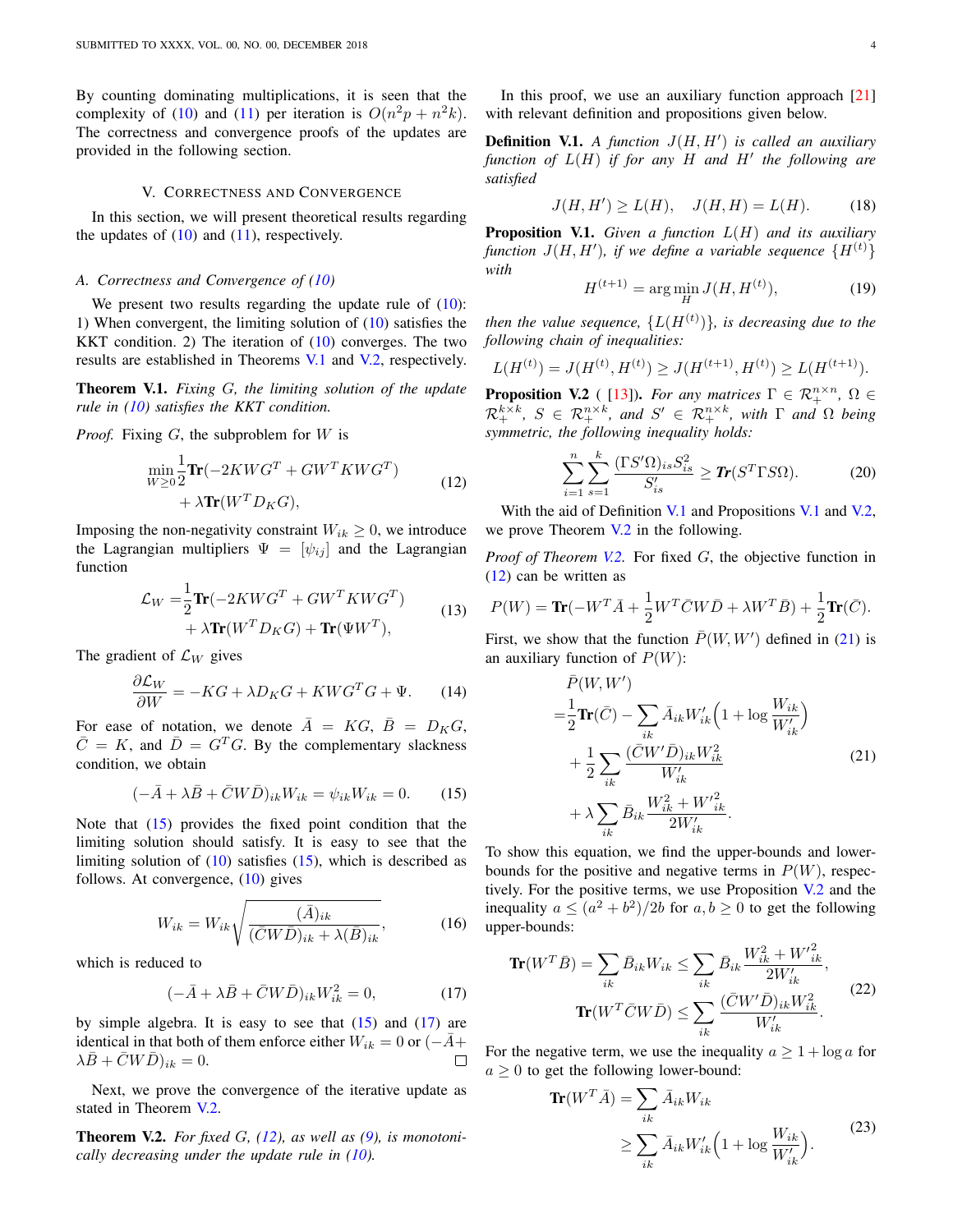By counting dominating multiplications, it is seen that the complexity of (10) and (11) per iteration is $O(n^2p + n^2k)$. The correctness and convergence proofs of the updates are provided in the following section.

## V. Correctness and Convergence

In this section, we will present theoretical results regarding the updates of (10) and (11), respectively.

### A. Correctness and Convergence of (10)

We present two results regarding the update rule of (10): 1) When convergent, the limiting solution of (10) satisfies the KKT condition. 2) The iteration of (10) converges. The two results are established in Theorems V.1 and V.2, respectively.

**Theorem V.1.** *Fixing $G$, the limiting solution of the update rule in (10) satisfies the KKT condition.*

*Proof.* Fixing $G$, the subproblem for $W$ is

$$\min_{W\geq 0} \frac{1}{2}\mathbf{Tr}(-2KWG^T + GW^TKWG^T) + \lambda \mathbf{Tr}(W^T D_K G), \tag{12}$$

Imposing the non-negativity constraint $W_{ik} \geq 0$, we introduce the Lagrangian multipliers $\Psi = [\psi_{ij}]$ and the Lagrangian function

$$\mathcal{L}_W = \frac{1}{2}\mathbf{Tr}(-2KWG^T + GW^TKWG^T) + \lambda \mathbf{Tr}(W^T D_K G) + \mathbf{Tr}(\Psi W^T), \tag{13}$$

The gradient of $\mathcal{L}_W$ gives

$$\frac{\partial \mathcal{L}_W}{\partial W} = -KG + \lambda D_K G + KWG^TG + \Psi. \tag{14}$$

For ease of notation, we denote $\bar{A} = KG$, $\bar{B} = D_K G$, $\bar{C} = K$, and $\bar{D} = G^TG$. By the complementary slackness condition, we obtain

$$(-\bar{A} + \lambda\bar{B} + \bar{C}W\bar{D})_{ik} W_{ik} = \psi_{ik} W_{ik} = 0. \tag{15}$$

Note that (15) provides the fixed point condition that the limiting solution should satisfy. It is easy to see that the limiting solution of (10) satisfies (15), which is described as follows. At convergence, (10) gives

$$W_{ik} = W_{ik}\sqrt{\frac{(\bar{A})_{ik}}{(\bar{C}W\bar{D})_{ik} + \lambda(\bar{B})_{ik}}}, \tag{16}$$

which is reduced to

$$(-\bar{A} + \lambda\bar{B} + \bar{C}W\bar{D})_{ik} W_{ik}^2 = 0, \tag{17}$$

by simple algebra. It is easy to see that (15) and (17) are identical in that both of them enforce either $W_{ik} = 0$ or $(-\bar{A} + \lambda\bar{B} + \bar{C}W\bar{D})_{ik} = 0$. ∎

Next, we prove the convergence of the iterative update as stated in Theorem V.2.

**Theorem V.2.** *For fixed $G$, (12), as well as (9), is monotonically decreasing under the update rule in (10).*

In this proof, we use an auxiliary function approach [21] with relevant definition and propositions given below.

**Definition V.1.** *A function $J(H, H')$ is called an auxiliary function of $L(H)$ if for any $H$ and $H'$ the following are satisfied*

$$J(H, H') \geq L(H), \quad J(H, H) = L(H). \tag{18}$$

**Proposition V.1.** *Given a function $L(H)$ and its auxiliary function $J(H, H')$, if we define a variable sequence $\{H^{(t)}\}$ with*

$$H^{(t+1)} = \arg\min_H J(H, H^{(t)}), \tag{19}$$

*then the value sequence, $\{L(H^{(t)})\}$, is decreasing due to the following chain of inequalities:*

$$L(H^{(t)}) = J(H^{(t)}, H^{(t)}) \geq J(H^{(t+1)}, H^{(t)}) \geq L(H^{(t+1)}).$$

**Proposition V.2** ( [13]). *For any matrices $\Gamma \in \mathcal{R}_+^{n\times n}$, $\Omega \in \mathcal{R}_+^{k\times k}$, $S \in \mathcal{R}_+^{n\times k}$, and $S' \in \mathcal{R}_+^{n\times k}$, with $\Gamma$ and $\Omega$ being symmetric, the following inequality holds:*

$$\sum_{i=1}^{n}\sum_{s=1}^{k} \frac{(\Gamma S'\Omega)_{is} S_{is}^2}{S'_{is}} \geq \textbf{\textit{Tr}}(S^T\Gamma S\Omega). \tag{20}$$

With the aid of Definition V.1 and Propositions V.1 and V.2, we prove Theorem V.2 in the following.

*Proof of Theorem V.2.* For fixed $G$, the objective function in (12) can be written as

$$P(W) = \mathbf{Tr}(-W^T\bar{A} + \frac{1}{2}W^T\bar{C}W\bar{D} + \lambda W^T\bar{B}) + \frac{1}{2}\mathbf{Tr}(\bar{C}).$$

First, we show that the function $\bar{P}(W, W')$ defined in (21) is an auxiliary function of $P(W)$:

$$\begin{aligned}
&\bar{P}(W, W') \\
=& \frac{1}{2}\mathbf{Tr}(\bar{C}) - \sum_{ik} \bar{A}_{ik} W'_{ik}\Big(1 + \log\frac{W_{ik}}{W'_{ik}}\Big) \\
&+ \frac{1}{2}\sum_{ik}\frac{(\bar{C}W'\bar{D})_{ik} W_{ik}^2}{W'_{ik}} \\
&+ \lambda \sum_{ik} \bar{B}_{ik}\frac{W_{ik}^2 + W'^2_{ik}}{2W'_{ik}}.
\end{aligned} \tag{21}$$

To show this equation, we find the upper-bounds and lower-bounds for the positive and negative terms in $P(W)$, respectively. For the positive terms, we use Proposition V.2 and the inequality $a \leq (a^2 + b^2)/2b$ for $a, b \geq 0$ to get the following upper-bounds:

$$\begin{aligned}
\mathbf{Tr}(W^T\bar{B}) = \sum_{ik}\bar{B}_{ik}W_{ik} &\leq \sum_{ik}\bar{B}_{ik}\frac{W_{ik}^2 + W'^2_{ik}}{2W'_{ik}}, \\
\mathbf{Tr}(W^T\bar{C}W\bar{D}) &\leq \sum_{ik}\frac{(\bar{C}W'\bar{D})_{ik}W_{ik}^2}{W'_{ik}}.
\end{aligned} \tag{22}$$

For the negative term, we use the inequality $a \geq 1 + \log a$ for $a \geq 0$ to get the following lower-bound:

$$\begin{aligned}
\mathbf{Tr}(W^T\bar{A}) &= \sum_{ik}\bar{A}_{ik}W_{ik} \\
&\geq \sum_{ik}\bar{A}_{ik}W'_{ik}\Big(1 + \log\frac{W_{ik}}{W'_{ik}}\Big).
\end{aligned} \tag{23}$$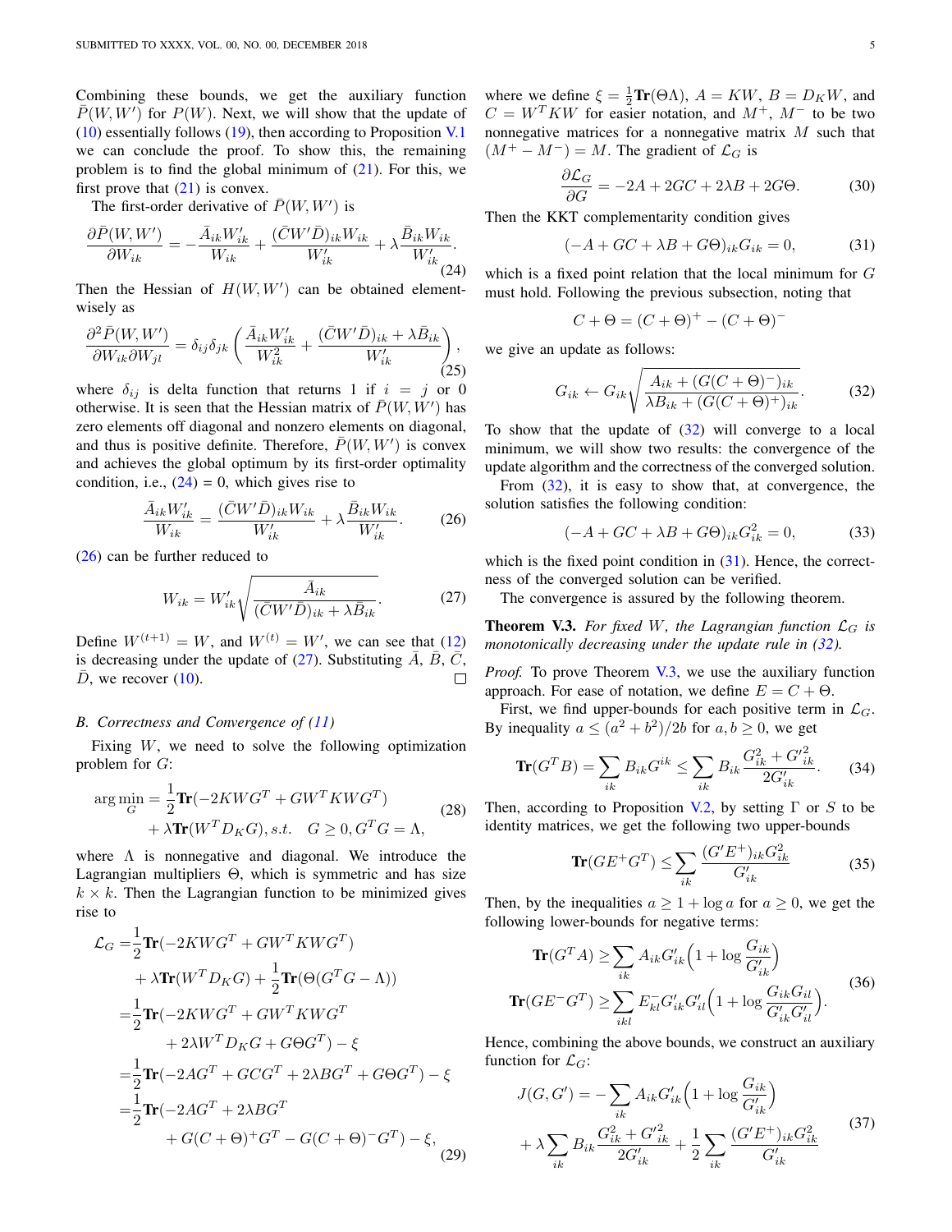Combining these bounds, we get the auxiliary function $\bar{P}(W, W')$ for $P(W)$. Next, we will show that the update of (10) essentially follows (19), then according to Proposition V.1 we can conclude the proof. To show this, the remaining problem is to find the global minimum of (21). For this, we first prove that (21) is convex.

The first-order derivative of $\bar{P}(W, W')$ is

$$\frac{\partial \bar{P}(W,W')}{\partial W_{ik}} = -\frac{\bar{A}_{ik}W'_{ik}}{W_{ik}} + \frac{(\bar{C}W'\bar{D})_{ik}W_{ik}}{W'_{ik}} + \lambda\frac{\bar{B}_{ik}W_{ik}}{W'_{ik}}. \tag{24}$$

Then the Hessian of $H(W, W')$ can be obtained element-wisely as

$$\frac{\partial^2 \bar{P}(W,W')}{\partial W_{ik}\partial W_{jl}} = \delta_{ij}\delta_{jk}\left(\frac{\bar{A}_{ik}W'_{ik}}{W^2_{ik}} + \frac{(\bar{C}W'\bar{D})_{ik} + \lambda\bar{B}_{ik}}{W'_{ik}}\right), \tag{25}$$

where $\delta_{ij}$ is delta function that returns 1 if $i = j$ or 0 otherwise. It is seen that the Hessian matrix of $\bar{P}(W, W')$ has zero elements off diagonal and nonzero elements on diagonal, and thus is positive definite. Therefore, $\bar{P}(W, W')$ is convex and achieves the global optimum by its first-order optimality condition, i.e., (24) = 0, which gives rise to

$$\frac{\bar{A}_{ik}W'_{ik}}{W_{ik}} = \frac{(\bar{C}W'\bar{D})_{ik}W_{ik}}{W'_{ik}} + \lambda\frac{\bar{B}_{ik}W_{ik}}{W'_{ik}}. \tag{26}$$

(26) can be further reduced to

$$W_{ik} = W'_{ik}\sqrt{\frac{\bar{A}_{ik}}{(\bar{C}W'\bar{D})_{ik} + \lambda\bar{B}_{ik}}}. \tag{27}$$

Define $W^{(t+1)} = W$, and $W^{(t)} = W'$, we can see that (12) is decreasing under the update of (27). Substituting $\bar{A}$, $\bar{B}$, $\bar{C}$, $\bar{D}$, we recover (10). □

### B. Correctness and Convergence of (11)

Fixing $W$, we need to solve the following optimization problem for $G$:

$$\begin{aligned}\arg\min_G = &\frac{1}{2}\mathbf{Tr}(-2KWG^T + GW^TKWG^T)\\ &+ \lambda\mathbf{Tr}(W^TD_KG), s.t. \quad G \geq 0, G^TG = \Lambda,\end{aligned} \tag{28}$$

where $\Lambda$ is nonnegative and diagonal. We introduce the Lagrangian multipliers $\Theta$, which is symmetric and has size $k \times k$. Then the Lagrangian function to be minimized gives rise to

$$\begin{aligned}\mathcal{L}_G =&\frac{1}{2}\mathbf{Tr}(-2KWG^T + GW^TKWG^T)\\ &+ \lambda\mathbf{Tr}(W^TD_KG) + \frac{1}{2}\mathbf{Tr}(\Theta(G^TG - \Lambda))\\ =&\frac{1}{2}\mathbf{Tr}(-2KWG^T + GW^TKWG^T\\ &+ 2\lambda W^TD_KG + G\Theta G^T) - \xi\\ =&\frac{1}{2}\mathbf{Tr}(-2AG^T + GCG^T + 2\lambda BG^T + G\Theta G^T) - \xi\\ =&\frac{1}{2}\mathbf{Tr}(-2AG^T + 2\lambda BG^T\\ &+ G(C+\Theta)^+G^T - G(C+\Theta)^-G^T) - \xi,\end{aligned} \tag{29}$$

where we define $\xi = \frac{1}{2}\mathbf{Tr}(\Theta\Lambda)$, $A = KW$, $B = D_KW$, and $C = W^TKW$ for easier notation, and $M^+$, $M^-$ to be two nonnegative matrices for a nonnegative matrix $M$ such that $(M^+ - M^-) = M$. The gradient of $\mathcal{L}_G$ is

$$\frac{\partial \mathcal{L}_G}{\partial G} = -2A + 2GC + 2\lambda B + 2G\Theta. \tag{30}$$

Then the KKT complementarity condition gives

$$(-A + GC + \lambda B + G\Theta)_{ik}G_{ik} = 0, \tag{31}$$

which is a fixed point relation that the local minimum for $G$ must hold. Following the previous subsection, noting that

$$C + \Theta = (C+\Theta)^+ - (C+\Theta)^-$$

we give an update as follows:

$$G_{ik} \leftarrow G_{ik}\sqrt{\frac{A_{ik} + (G(C+\Theta)^-)_{ik}}{\lambda B_{ik} + (G(C+\Theta)^+)_{ik}}}. \tag{32}$$

To show that the update of (32) will converge to a local minimum, we will show two results: the convergence of the update algorithm and the correctness of the converged solution.

From (32), it is easy to show that, at convergence, the solution satisfies the following condition:

$$(-A + GC + \lambda B + G\Theta)_{ik}G^2_{ik} = 0, \tag{33}$$

which is the fixed point condition in (31). Hence, the correctness of the converged solution can be verified.

The convergence is assured by the following theorem.

**Theorem V.3.** *For fixed $W$, the Lagrangian function $\mathcal{L}_G$ is monotonically decreasing under the update rule in (32).*

*Proof.* To prove Theorem V.3, we use the auxiliary function approach. For ease of notation, we define $E = C + \Theta$.

First, we find upper-bounds for each positive term in $\mathcal{L}_G$. By inequality $a \leq (a^2 + b^2)/2b$ for $a, b \geq 0$, we get

$$\mathbf{Tr}(G^TB) = \sum_{ik} B_{ik}G^{ik} \leq \sum_{ik} B_{ik}\frac{G^2_{ik} + G'^2_{ik}}{2G'_{ik}}. \tag{34}$$

Then, according to Proposition V.2, by setting $\Gamma$ or $S$ to be identity matrices, we get the following two upper-bounds

$$\mathbf{Tr}(GE^+G^T) \leq \sum_{ik}\frac{(G'E^+)_{ik}G^2_{ik}}{G'_{ik}} \tag{35}$$

Then, by the inequalities $a \geq 1 + \log a$ for $a \geq 0$, we get the following lower-bounds for negative terms:

$$\begin{aligned}\mathbf{Tr}(G^TA) &\geq \sum_{ik} A_{ik}G'_{ik}\Big(1 + \log\frac{G_{ik}}{G'_{ik}}\Big)\\ \mathbf{Tr}(GE^-G^T) &\geq \sum_{ikl} E^-_{kl}G'_{ik}G'_{il}\Big(1 + \log\frac{G_{ik}G_{il}}{G'_{ik}G'_{il}}\Big).\end{aligned} \tag{36}$$

Hence, combining the above bounds, we construct an auxiliary function for $\mathcal{L}_G$:

$$\begin{aligned}J(G, G') = &-\sum_{ik} A_{ik}G'_{ik}\Big(1 + \log\frac{G_{ik}}{G'_{ik}}\Big)\\ &+ \lambda\sum_{ik} B_{ik}\frac{G^2_{ik} + G'^2_{ik}}{2G'_{ik}} + \frac{1}{2}\sum_{ik}\frac{(G'E^+)_{ik}G^2_{ik}}{G'_{ik}}\end{aligned} \tag{37}$$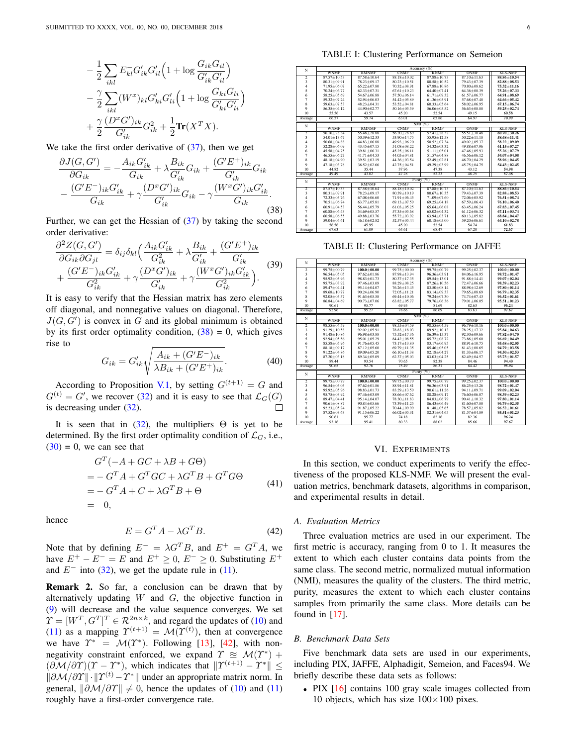$$
\begin{aligned}
&-\frac{1}{2}\sum_{ikl} E^-_{kl} G'_{ik} G'_{il}\Big(1+\log\frac{G_{ik}G_{il}}{G'_{ik}G'_{il}}\Big)\\
&-\frac{\gamma}{2}\sum_{ikl}(W^x)_{kl} G'_{ki} G'_{li}\Big(1+\log\frac{G_{ki}G_{li}}{G'_{ki}G'_{li}}\Big)\\
&+\frac{\gamma}{2}\frac{(D^x G')_{ik}}{G'_{ik}}G^2_{ik}+\frac{1}{2}\mathbf{Tr}(X^TX).
\end{aligned}
$$

We take the first order derivative of (37), then we get

$$
\begin{aligned}
\frac{\partial J(G,G')}{\partial G_{ik}} =& -\frac{A_{ik}G'_{ik}}{G_{ik}} + \lambda\frac{B_{ik}}{G'_{ik}}G_{ik} + \frac{(G'E^+)_{ik}}{G'_{ik}}G_{ik}\\
&-\frac{(G'E^-)_{ik}G'_{ik}}{G_{ik}} + \gamma\frac{(D^xG')_{ik}}{G'_{ik}}G_{ik} - \gamma\frac{(W^xG')_{ik}G'_{ik}}{G_{ik}}.
\end{aligned} \tag{38}
$$

Further, we can get the Hessian of (37) by taking the second order derivative:

$$
\begin{aligned}
\frac{\partial^2 Z(G,G')}{\partial G_{ik}\partial G_{jl}} =& \delta_{ij}\delta_{kl}\Big(\frac{A_{ik}G'_{ik}}{G^2_{ik}} + \lambda\frac{B_{ik}}{G'_{ik}} + \frac{(G'E^+)_{ik}}{G'_{ik}}\\
&+\frac{(G'E^-)_{ik}G'_{ik}}{G^2_{ik}} + \gamma\frac{(D^xG')_{ik}}{G'_{ik}} + \gamma\frac{(W^xG')_{ik}G'_{ik}}{G^2_{ik}}\Big).
\end{aligned} \tag{39}
$$

It is easy to verify that the Hessian matrix has zero elements off diagonal, and nonnegative values on diagonal. Therefore, $J(G,G')$ is convex in $G$ and its global minimum is obtained by its first order optimality condition, (38) = 0, which gives rise to

$$
G_{ik} = G'_{ik}\sqrt{\frac{A_{ik}+(G'E^-)_{ik}}{\lambda B_{ik}+(G'E^+)_{ik}}}. \tag{40}
$$

According to Proposition V.1, by setting $G^{(t+1)} = G$ and $G^{(t)} = G'$, we recover (32) and it is easy to see that $\mathcal{L}_G(G)$ is decreasing under (32). □

It is seen that in (32), the multipliers $\Theta$ is yet to be determined. By the first order optimality condition of $\mathcal{L}_G$, i.e., (30) = 0, we can see that

$$
\begin{aligned}
&G^T(-A+GC+\lambda B+G\Theta)\\
=&-G^TA+G^TGC+\lambda G^TB+G^TG\Theta\\
=&-G^TA+C+\lambda G^TB+\Theta\\
=&\;0,
\end{aligned} \tag{41}
$$

hence

$$
E = G^TA - \lambda G^TB. \tag{42}
$$

Note that by defining $E^- = \lambda G^TB$, and $E^+ = G^TA$, we have $E^+ - E^- = E$ and $E^+ \geq 0$, $E^- \geq 0$. Substituting $E^+$ and $E^-$ into (32), we get the update rule in (11).

**Remark 2.** So far, a conclusion can be drawn that by alternatively updating $W$ and $G$, the objective function in (9) will decrease and the value sequence converges. We set $\Upsilon = [W^T, G^T]^T \in \mathcal{R}^{2n\times k}$, and regard the updates of (10) and (11) as a mapping $\Upsilon^{(t+1)} = \mathcal{M}(\Upsilon^{(t)})$, then at convergence we have $\Upsilon^* = \mathcal{M}(\Upsilon^*)$. Following [13], [42], with nonnegativity constraint enforced, we expand $\Upsilon \approxeq \mathcal{M}(\Upsilon^*) + (\partial\mathcal{M}/\partial\Upsilon)(\Upsilon - \Upsilon^*)$, which indicates that $\|\Upsilon^{(t+1)} - \Upsilon^*\| \leq \|\partial\mathcal{M}/\partial\Upsilon\|\cdot\|\Upsilon^{(t)} - \Upsilon^*\|$ under an appropriate matrix norm. In general, $\|\partial\mathcal{M}/\partial\Upsilon\| \neq 0$, hence the updates of (10) and (11) roughly have a first-order convergence rate.

TABLE I: Clustering Performance on Semeion

| N | WNMF | RMNMF | CNMF | KNMF | ONMF | KLS-NMF |
|---|---|---|---|---|---|---|
| | Accuracy (%) | | | | | |
| 2 | 87.57±10.53 | 87.58±10.64 | 88.18±10.02 | 87.88±10.73 | 87.10±11.63 | **88.86±10.54** |
| 3 | 80.31±09.91 | 78.23±09.17 | 80.23±10.51 | 80.58±10.52 | 79.43±07.39 | **82.88±08.53** |
| 4 | 71.95±06.07 | 65.22±07.80 | 70.32±08.91 | 67.88±10.86 | 70.80±08.62 | **75.32±11.16** |
| 5 | 70.24±06.77 | 62.33±07.31 | 67.61±10.23 | 64.40±07.41 | 64.36±08.39 | **75.26±07.33** |
| 6 | 58.25±05.69 | 54.67±06.88 | 57.50±06.14 | 61.71±09.32 | 61.57±06.77 | **64.91±08.69** |
| 7 | 59.32±07.24 | 52.94±06.03 | 54.42±05.89 | 61.36±05.91 | 57.68±07.48 | **64.66±05.42** |
| 8 | 59.63±07.53 | 48.23±04.31 | 53.52±04.81 | 60.33±05.64 | 58.02±06.95 | **67.15±06.74** |
| 9 | 56.35±04.12 | 44.90±02.77 | 50.16±05.59 | 56.06±05.52 | 56.63±08.88 | **59.25±02.74** |
| 10 | 55.56 | 43.57 | 45.20 | 52.54 | 49.15 | **60.58** |
| Average | 66.57 | 59.74 | 63.01 | 65.86 | 64.97 | **70.99** |
| | NMI (%) | | | | | |
| 2 | 56.16±28.34 | 55.48±28.88 | 56.20±28.69 | 57.41±28.52 | 55.51±30.48 | **60.70±30.26** |
| 3 | 54.01±13.67 | 50.39±12.33 | 53.90±14.75 | 55.95±12.58 | 50.22±11.18 | **58.68±11.41** |
| 4 | 50.68±04.88 | 44.83±06.88 | 49.93±06.20 | 50.52±07.34 | 49.02±05.37 | **58.22±09.09** |
| 5 | 52.28±06.09 | 43.45±07.15 | 51.08±08.22 | 54.32±03.32 | 49.88±07.96 | **61.15±07.27** |
| 6 | 45.58±04.75 | 39.81±06.31 | 45.25±06.11 | 51.11±05.01 | 47.46±05.93 | **55.26±07.79** |
| 7 | 46.55±06.27 | 41.71±04.53 | 44.05±04.81 | 51.57±04.88 | 46.56±06.12 | **54.07±04.08** |
| 8 | 48.18±04.90 | 39.51±03.19 | 44.36±03.54 | 52.49±02.81 | 46.70±04.29 | **58.96±04.45** |
| 9 | 47.18±03.78 | 36.52±02.66 | 42.75±04.51 | 49.29±03.99 | 45.75±04.75 | **54.43±02.45** |
| 10 | 44.82 | 35.44 | 37.96 | 47.38 | 43.12 | **54.98** |
| Average | 49.49 | 43.02 | 47.28 | 52.23 | 48.25 | **57.38** |
| | Purity (%) | | | | | |
| 2 | 87.57±10.53 | 87.58±10.64 | 88.18±10.02 | 87.88±10.73 | 87.10±11.63 | **88.86±10.54** |
| 3 | 80.31±09.91 | 78.23±09.17 | 80.39±10.19 | 80.67±10.35 | 79.43±07.39 | **82.88±08.53** |
| 4 | 72.33±05.76 | 67.08±06.60 | 71.91±06.45 | 71.09±07.60 | 72.06±05.92 | **76.51±08.74** |
| 5 | 70.51±06.74 | 63.77±05.81 | 69.13±07.59 | 69.25±04.18 | 67.59±06.43 | **76.10±06.40** |
| 6 | 60.91±04.53 | 56.44±05.79 | 61.03±05.25 | 65.64±06.08 | 63.45±06.24 | **67.83±07.45** |
| 7 | 60.88±06.43 | 54.69±05.57 | 57.35±05.68 | 65.02±04.32 | 61.12±06.32 | **67.11±03.74** |
| 8 | 60.58±06.55 | 49.88±03.76 | 55.72±03.92 | 63.94±03.71 | 60.13±05.82 | **68.84±04.47** |
| 9 | 59.04±04.61 | 46.18±02.82 | 52.57±05.44 | 60.18±05.00 | 59.20±06.61 | **64.10±02.78** |
| 10 | 56.56 | 45.95 | 45.20 | 52.54 | 54.74 | **61.83** |
| Average | 67.63 | 61.09 | 64.61 | 68.47 | 67.20 | **72.67** |

TABLE II: Clustering Performance on JAFFE

| N | WNMF | RMNMF | CNMF | KNMF | ONMF | KLS-NMF |
|---|---|---|---|---|---|---|
| | Accuracy (%) | | | | | |
| 2 | 99.75±00.79 | **100.0±00.00** | 99.75±00.00 | 99.75±00.79 | 99.25±02.37 | **100.0±00.00** |
| 3 | 96.54±05.05 | 97.62±01.86 | 87.98±13.94 | 96.36±03.91 | 84.06±16.95 | **98.72±01.47** |
| 4 | 95.92±05.96 | 98.83±01.73 | 80.37±17.35 | 89.54±13.01 | 91.88±14.41 | **99.07±02.04** |
| 5 | 95.75±03.92 | 97.46±03.09 | 88.29±08.25 | 87.26±10.56 | 72.47±06.66 | **98.39±02.23** |
| 6 | 89.47±04.41 | 95.14±04.07 | 76.26±13.45 | 83.50±08.14 | 88.98±12.69 | **97.80±01.14** |
| 7 | 89.68±10.77 | 90.24±06.90 | 72.05±11.21 | 83.14±09.33 | 79.65±08.69 | **96.79±02.35** |
| 8 | 92.05±05.57 | 91.63±05.58 | 69.44±10.06 | 79.24±07.30 | 74.74±07.43 | **96.52±01.61** |
| 9 | 86.84±04.69 | 90.73±07.06 | 63.82±05.77 | 79.76±06.36 | 79.01±06.05 | **95.51±01.23** |
| 10 | 90.61 | 95.77 | 69.95 | 81.69 | 82.63 | **96.24** |
| Average | 92.96 | 95.27 | 78.66 | 86.69 | 83.63 | **97.67** |
| | NMI (%) | | | | | |
| 2 | 98.55±04.59 | **100.0±00.00** | 98.55±04.59 | 98.55±04.59 | 96.79±10.16 | **100.0±00.00** |
| 3 | 91.29±10.58 | 92.02±05.91 | 78.83±18.03 | 89.92±10.13 | 78.25±17.32 | **95.84±04.63** |
| 4 | 91.48±10.86 | 96.98±03.88 | 75.52±17.36 | 86.39±15.37 | 92.30±09.66 | **97.82±04.70** |
| 5 | 92.94±05.56 | 95.01±05.29 | 84.42±08.55 | 85.72±08.72 | 73.86±05.60 | **96.69±04.49** |
| 6 | 85.58±05.96 | 91.76±05.45 | 73.17±13.80 | 83.17±06.95 | 88.91±10.75 | **95.68±02.05** |
| 7 | 88.18±09.17 | 87.12±05.60 | 69.79±11.35 | 85.46±05.05 | 81.43±08.65 | **94.79±03.58** |
| 8 | 91.22±04.86 | 89.09±05.20 | 66.10±11.38 | 82.18±04.27 | 81.33±06.17 | **94.50±02.53** |
| 9 | 87.20±03.18 | 89.34±05.09 | 62.37±05.03 | 83.03±04.25 | 82.49±04.57 | **93.73±01.57** |
| 10 | 89.44 | 93.54 | 70.65 | 82.38 | 84.46 | **94.40** |
| Average | 90.65 | 92.76 | 75.49 | 86.31 | 84.42 | **95.94** |
| | Purity (%) | | | | | |
| 2 | 99.75±00.79 | **100.0±00.00** | 99.75±00.79 | 99.75±00.79 | 99.25±02.37 | **100.0±00.00** |
| 3 | 96.54±05.05 | 97.62±01.86 | 88.94±11.81 | 96.36±03.91 | 86.25±13.26 | **98.72±01.47** |
| 4 | 95.92±05.96 | 98.83±01.73 | 83.29±13.59 | 90.61±11.26 | 94.11±09.71 | **99.09±02.04** |
| 5 | 95.75±03.92 | 97.46±03.09 | 88.66±07.62 | 88.28±09.17 | 76.60±06.07 | **98.39±02.23** |
| 6 | 89.47±04.41 | 95.14±04.07 | 78.30±11.83 | 84.83±06.79 | 90.41±10.32 | **97.80±01.14** |
| 7 | 90.61±08.87 | 90.84±05.66 | 73.39±11.25 | 86.43±06.49 | 81.60±07.80 | **96.79±02.35** |
| 8 | 92.23±05.24 | 91.87±05.22 | 70.44±09.99 | 81.48±05.65 | 78.57±05.82 | **96.52±01.61** |
| 9 | 87.52±03.63 | 91.15±06.22 | 66.02±05.31 | 82.31±04.65 | 81.57±04.89 | **95.51±01.23** |
| 10 | 90.61 | 95.77 | 74.18 | 82.16 | 82.36 | **96.24** |
| Average | 93.16 | 95.41 | 80.33 | 88.02 | 85.66 | **97.67** |

## VI. Experiments

In this section, we conduct experiments to verify the effectiveness of the proposed KLS-NMF. We will present the evaluation metrics, benchmark datasets, algorithms in comparison, and experimental results in detail.

### A. Evaluation Metrics

Three evaluation metrics are used in our experiment. The first metric is accuracy, ranging from 0 to 1. It measures the extent to which each cluster contains data points from the same class. The second metric, normalized mutual information (NMI), measures the quality of the clusters. The third metric, purity, measures the extent to which each cluster contains samples from primarily the same class. More details can be found in [17].

### B. Benchmark Data Sets

Five benchmark data sets are used in our experiments, including PIX, JAFFE, Alphadigit, Semeion, and Faces94. We briefly describe these data sets as follows:

- PIX [16] contains 100 gray scale images collected from 10 objects, which has size 100×100 pixes.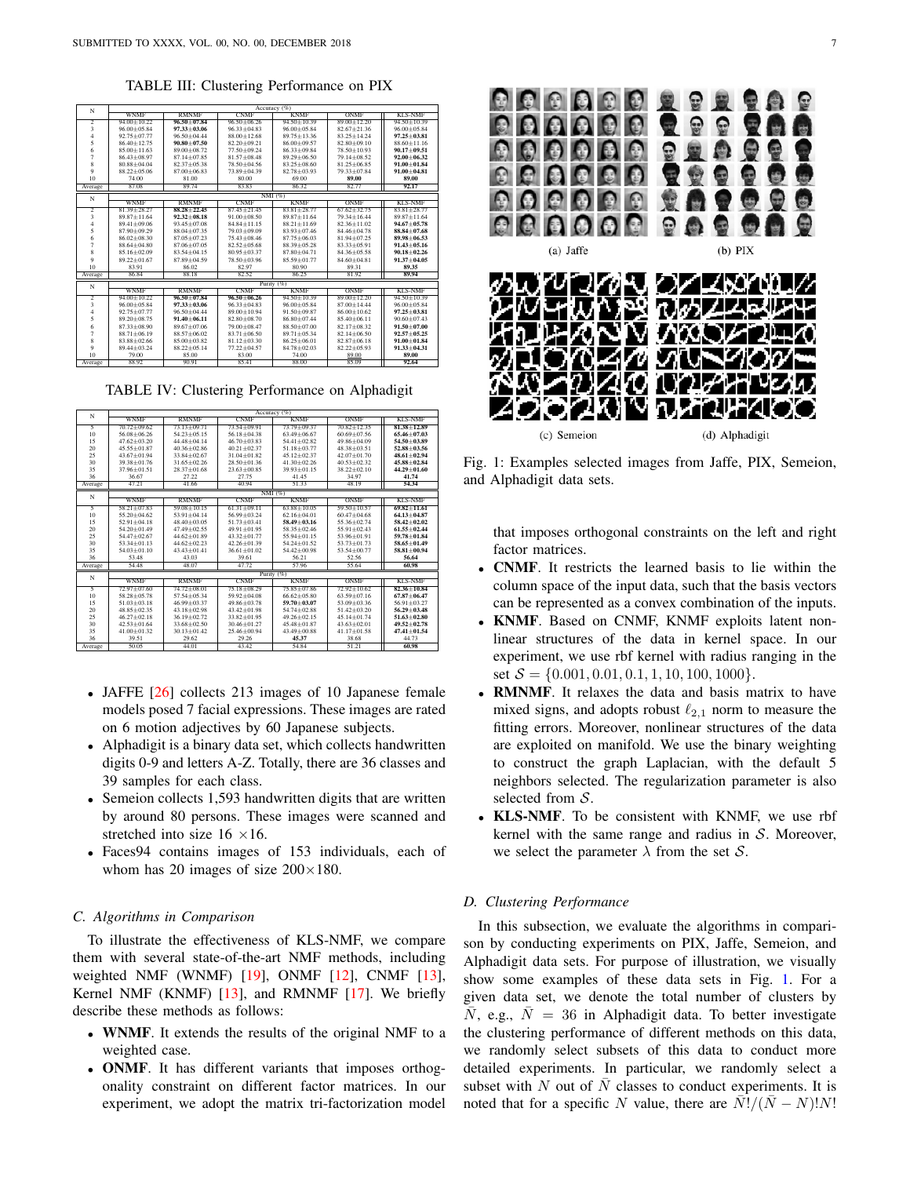TABLE III: Clustering Performance on PIX

| N | Accuracy (%) | | | | | |
|---|---|---|---|---|---|---|
| | WNMF | RMNMF | CNMF | KNMF | ONMF | KLS-NMF |
| 2 | 94.00±10.22 | **96.50±07.84** | 96.50±06.26 | 94.50±10.39 | 89.00±12.20 | 94.50±10.39 |
| 3 | 96.00±05.84 | **97.33±03.06** | 96.33±04.83 | 96.00±05.84 | 82.67±21.36 | 96.00±05.84 |
| 4 | 92.75±07.77 | 96.50±04.44 | 88.00±12.68 | 89.75±13.36 | 83.25±14.24 | **97.25±03.81** |
| 5 | 86.40±12.75 | **90.80±07.50** | 82.20±09.21 | 86.00±09.57 | 82.80±09.10 | 88.60±11.16 |
| 6 | 85.00±11.63 | 89.00±08.72 | 77.50±09.24 | 86.33±09.84 | 78.50±10.93 | **90.17±09.51** |
| 7 | 86.43±08.97 | 87.14±07.85 | 81.57±08.48 | 89.29±06.50 | 79.14±08.52 | **92.00±06.32** |
| 8 | 80.88±04.04 | 82.37±05.38 | 78.50±04.56 | 83.25±08.60 | 81.25±06.85 | **91.00±01.84** |
| 9 | 88.22±05.06 | 87.00±06.83 | 73.89±04.39 | 82.78±03.93 | 79.33±07.84 | **91.00±04.81** |
| 10 | 74.00 | 81.00 | 80.00 | 69.00 | **89.00** | **89.00** |
| Average | 87.08 | 89.74 | 83.83 | 86.32 | 82.77 | **92.17** |
| N | NMI (%) | | | | | |
| | WNMF | RMNMF | CNMF | KNMF | ONMF | KLS-NMF |
| 2 | 81.39±28.27 | **88.28±22.45** | 87.45±21.45 | 83.81±28.77 | 67.62±32.75 | 83.81±28.77 |
| 3 | 89.87±11.64 | **92.32±08.18** | 91.00±08.50 | 89.87±11.64 | 79.34±16.44 | 89.87±11.64 |
| 4 | 89.41±09.06 | 93.45±07.08 | 84.84±11.15 | 88.21±11.69 | 82.36±11.02 | **94.67±05.78** |
| 5 | 87.90±09.29 | 88.04±07.35 | 79.03±09.09 | 83.93±07.46 | 84.46±04.78 | **88.84±07.68** |
| 6 | 86.02±08.30 | 87.05±07.23 | 75.43±08.46 | 87.75±06.03 | 81.94±07.25 | **89.98±06.53** |
| 7 | 88.64±04.80 | 87.06±07.05 | 82.52±05.68 | 88.39±05.28 | 83.33±05.91 | **91.43±05.16** |
| 8 | 85.16±02.09 | 83.54±04.15 | 80.95±03.37 | 87.80±04.71 | 84.36±05.58 | **90.18±02.26** |
| 9 | 89.22±01.67 | 87.89±04.59 | 78.50±03.96 | 85.59±01.77 | 84.60±04.81 | **91.37±04.05** |
| 10 | 83.91 | 86.02 | 82.97 | 80.90 | 89.31 | **89.35** |
| Average | 86.84 | 88.18 | 82.52 | 86.25 | 81.92 | **89.94** |
| N | Purity (%) | | | | | |
| | WNMF | RMNMF | CNMF | KNMF | ONMF | KLS-NMF |
| 2 | 94.00±10.22 | **96.50±07.84** | **96.50±06.26** | 94.50±10.39 | 89.00±12.20 | 94.50±10.39 |
| 3 | 96.00±05.84 | **97.33±03.06** | 96.33±04.83 | 96.00±05.84 | 87.00±14.44 | 96.00±05.84 |
| 4 | 92.75±07.77 | 96.50±04.44 | 89.00±10.94 | 91.50±09.87 | 86.00±10.62 | **97.25±03.81** |
| 5 | 89.20±08.75 | **91.40±06.11** | 82.80±08.70 | 86.80±07.44 | 85.40±06.11 | 90.60±07.43 |
| 6 | 87.33±08.90 | 89.67±07.06 | 79.00±08.47 | 88.50±07.00 | 82.17±08.32 | **91.50±07.00** |
| 7 | 88.71±06.19 | 88.57±06.02 | 83.71±06.50 | 89.71±05.34 | 82.14±06.50 | **92.57±05.25** |
| 8 | 83.88±02.66 | 85.00±03.82 | 81.12±03.30 | 86.25±06.01 | 82.87±06.18 | **91.00±01.84** |
| 9 | 89.44±03.24 | 88.22±05.14 | 77.22±04.57 | 84.78±02.03 | 82.22±05.93 | **91.33±04.31** |
| 10 | 79.00 | 85.00 | 83.00 | 74.00 | **89.00** | **89.00** |
| Average | 88.92 | 90.91 | 85.41 | 88.00 | 85.09 | **92.64** |

TABLE IV: Clustering Performance on Alphadigit

| N | Accuracy (%) | | | | | |
|---|---|---|---|---|---|---|
| | WNMF | RMNMF | CNMF | KNMF | ONMF | KLS-NMF |
| 5 | 70.72±09.62 | 73.13±09.71 | 73.54±09.91 | 73.79±09.37 | 70.82±12.35 | **81.38±12.89** |
| 10 | 56.08±06.26 | 54.23±05.15 | 56.18±04.38 | 63.49±06.67 | 60.69±07.56 | **65.46±07.03** |
| 15 | 47.62±03.20 | 44.48±04.14 | 46.70±03.83 | 54.41±02.82 | 49.86±04.09 | **54.50±03.89** |
| 20 | 45.55±01.87 | 40.36±02.86 | 40.21±02.37 | 51.18±03.77 | 48.38±03.51 | **52.88±03.56** |
| 25 | 43.67±01.94 | 33.84±02.67 | 31.04±01.82 | 45.12±02.37 | 42.07±01.70 | **48.61±02.94** |
| 30 | 39.38±01.76 | 31.65±02.26 | 28.50±01.36 | 41.30±02.26 | 40.53±02.32 | **45.88±02.84** |
| 35 | 37.96±01.51 | 28.37±01.68 | 23.63±00.85 | 39.93±01.15 | 38.22±02.10 | **44.29±01.60** |
| 36 | 36.67 | 27.22 | 27.75 | 41.45 | 34.97 | **41.74** |
| Average | 47.21 | 41.66 | 40.94 | 51.33 | 48.19 | **54.34** |
| N | NMI (%) | | | | | |
| | WNMF | RMNMF | CNMF | KNMF | ONMF | KLS-NMF |
| 5 | 58.21±07.83 | 59.08±10.15 | 61.31±09.11 | 63.88±10.05 | 59.50±10.57 | **69.82±11.61** |
| 10 | 55.20±04.62 | 53.91±04.14 | 56.99±03.21 | 62.16±04.01 | 60.47±04.68 | **64.13±04.87** |
| 15 | 52.91±04.18 | 48.40±03.05 | 51.73±03.41 | **58.49±03.16** | 55.36±02.74 | 58.42±02.02 |
| 20 | 54.20±01.49 | 47.49±02.55 | 49.91±01.95 | 58.35±02.46 | 55.91±02.43 | **61.55±02.44** |
| 25 | 54.47±02.67 | 44.62±01.89 | 43.32±01.77 | 55.94±01.15 | 53.96±01.91 | **59.78±01.84** |
| 30 | 53.34±01.13 | 44.62±02.23 | 42.26±01.39 | 54.24±01.52 | 53.73±01.73 | **58.65±01.49** |
| 35 | 54.03±01.10 | 43.43±01.41 | 36.61±01.02 | 54.42±00.98 | 53.54±00.77 | **58.81±00.94** |
| 36 | 53.48 | 43.03 | 39.61 | 56.21 | 52.56 | **56.64** |
| Average | 54.48 | 48.07 | 47.72 | 57.96 | 55.64 | **60.98** |
| N | Purity (%) | | | | | |
| | WNMF | RMNMF | CNMF | KNMF | ONMF | KLS-NMF |
| 5 | 72.97±07.60 | 74.72±08.01 | 75.18±08.29 | 75.85±07.86 | 72.92±10.62 | **82.36±10.84** |
| 10 | 58.28±05.78 | 57.54±05.34 | 59.92±04.08 | 66.62±05.80 | 63.59±07.16 | **67.87±06.47** |
| 15 | 51.03±03.18 | 46.99±03.37 | 49.86±03.78 | **59.70±03.07** | 53.09±03.36 | 56.91±03.27 |
| 20 | 48.85±02.35 | 43.18±02.98 | 43.42±01.98 | 54.74±02.88 | 51.42±03.20 | **56.29±03.48** |
| 25 | 46.27±02.18 | 36.19±02.72 | 33.82±01.95 | 49.26±02.15 | 45.14±01.74 | **51.63±02.80** |
| 30 | 42.53±01.64 | 33.68±02.50 | 30.46±01.27 | 45.48±01.87 | 43.63±02.01 | **49.52±02.78** |
| 35 | 41.00±01.32 | 30.13±01.42 | 25.46±00.94 | 43.49±00.88 | 41.17±01.58 | **47.41±01.54** |
| 36 | 39.51 | 29.62 | 29.26 | **45.37** | 38.68 | 44.73 |
| Average | 50.05 | 44.01 | 43.42 | 54.84 | 51.21 | **60.98** |

- JAFFE [26] collects 213 images of 10 Japanese female models posed 7 facial expressions. These images are rated on 6 motion adjectives by 60 Japanese subjects.
- Alphadigit is a binary data set, which collects handwritten digits 0-9 and letters A-Z. Totally, there are 36 classes and 39 samples for each class.
- Semeion collects 1,593 handwritten digits that are written by around 80 persons. These images were scanned and stretched into size 16 ×16.
- Faces94 contains images of 153 individuals, each of whom has 20 images of size 200×180.

### C. Algorithms in Comparison

To illustrate the effectiveness of KLS-NMF, we compare them with several state-of-the-art NMF methods, including weighted NMF (WNMF) [19], ONMF [12], CNMF [13], Kernel NMF (KNMF) [13], and RMNMF [17]. We briefly describe these methods as follows:

- **WNMF**. It extends the results of the original NMF to a weighted case.
- **ONMF**. It has different variants that imposes orthogonality constraint on different factor matrices. In our experiment, we adopt the matrix tri-factorization model that imposes orthogonal constraints on the left and right factor matrices.
- **CNMF**. It restricts the learned basis to lie within the column space of the input data, such that the basis vectors can be represented as a convex combination of the inputs.
- **KNMF**. Based on CNMF, KNMF exploits latent nonlinear structures of the data in kernel space. In our experiment, we use rbf kernel with radius ranging in the set $\mathcal{S} = \{0.001, 0.01, 0.1, 1, 10, 100, 1000\}$.
- **RMNMF**. It relaxes the data and basis matrix to have mixed signs, and adopts robust $\ell_{2,1}$ norm to measure the fitting errors. Moreover, nonlinear structures of the data are exploited on manifold. We use the binary weighting to construct the graph Laplacian, with the default 5 neighbors selected. The regularization parameter is also selected from $\mathcal{S}$.
- **KLS-NMF**. To be consistent with KNMF, we use rbf kernel with the same range and radius in $\mathcal{S}$. Moreover, we select the parameter $\lambda$ from the set $\mathcal{S}$.

(a) Jaffe (b) PIX (c) Semeion (d) Alphadigit

Fig. 1: Examples selected images from Jaffe, PIX, Semeion, and Alphadigit data sets.

### D. Clustering Performance

In this subsection, we evaluate the algorithms in comparison by conducting experiments on PIX, Jaffe, Semeion, and Alphadigit data sets. For purpose of illustration, we visually show some examples of these data sets in Fig. 1. For a given data set, we denote the total number of clusters by $\bar{N}$, e.g., $\bar{N} = 36$ in Alphadigit data. To better investigate the clustering performance of different methods on this data, we randomly select subsets of this data to conduct more detailed experiments. In particular, we randomly select a subset with $N$ out of $\bar{N}$ classes to conduct experiments. It is noted that for a specific $N$ value, there are $\bar{N}!/(\bar{N}-N)!N!$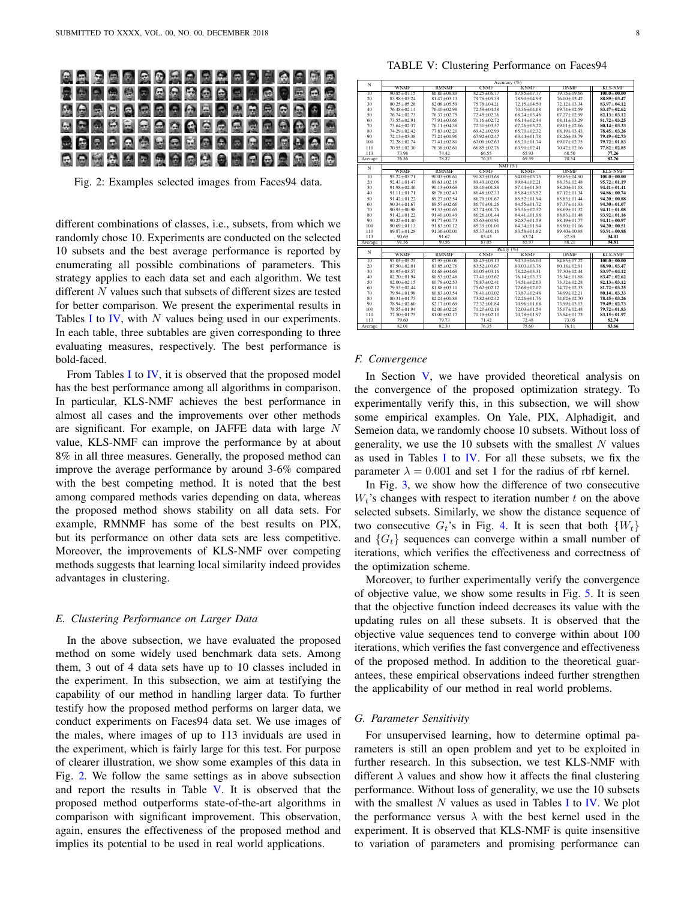Fig. 2: Examples selected images from Faces94 data.

different combinations of classes, i.e., subsets, from which we randomly chose 10. Experiments are conducted on the selected 10 subsets and the best average performance is reported by enumerating all possible combinations of parameters. This strategy applies to each data set and each algorithm. We test different $N$ values such that subsets of different sizes are tested for better comparison. We present the experimental results in Tables I to IV, with $N$ values being used in our experiments. In each table, three subtables are given corresponding to three evaluating measures, respectively. The best performance is bold-faced.

From Tables I to IV, it is observed that the proposed model has the best performance among all algorithms in comparison. In particular, KLS-NMF achieves the best performance in almost all cases and the improvements over other methods are significant. For example, on JAFFE data with large $N$ value, KLS-NMF can improve the performance by at about 8% in all three measures. Generally, the proposed method can improve the average performance by around 3-6% compared with the best competing method. It is noted that the best among compared methods varies depending on data, whereas the proposed method shows stability on all data sets. For example, RMNMF has some of the best results on PIX, but its performance on other data sets are less competitive. Moreover, the improvements of KLS-NMF over competing methods suggests that learning local similarity indeed provides advantages in clustering.

### E. Clustering Performance on Larger Data

In the above subsection, we have evaluated the proposed method on some widely used benchmark data sets. Among them, 3 out of 4 data sets have up to 10 classes included in the experiment. In this subsection, we aim at testifying the capability of our method in handling larger data. To further testify how the proposed method performs on larger data, we conduct experiments on Faces94 data set. We use images of the males, where images of up to 113 inviduals are used in the experiment, which is fairly large for this test. For purpose of clearer illustration, we show some examples of this data in Fig. 2. We follow the same settings as in above subsection and report the results in Table V. It is observed that the proposed method outperforms state-of-the-art algorithms in comparison with significant improvement. This observation, again, ensures the effectiveness of the proposed method and implies its potential to be used in real world applications.

TABLE V: Clustering Performance on Faces94

| N | WNMF | RMNMF | CNMF | KNMF | ONMF | KLS-NMF |
|---|---|---|---|---|---|---|
| | **Accuracy (%)** | | | | | |
| 10 | 90.85±07.15 | 86.80±08.89 | 82.25±06.77 | 87.85±07.77 | 79.75±09.66 | **100.0±00.00** |
| 20 | 83.98±03.24 | 81.47±03.13 | 79.78±05.39 | 78.90±04.99 | 76.00±03.42 | **88.89±03.47** |
| 30 | 80.25±05.28 | 82.08±05.59 | 75.78±04.21 | 72.15±04.50 | 72.12±03.34 | **83.97±04.12** |
| 40 | 76.48±02.14 | 76.40±02.98 | 72.59±04.58 | 70.36±04.68 | 69.74±02.59 | **83.47±02.62** |
| 50 | 76.74±02.73 | 76.37±02.75 | 72.45±02.36 | 68.24±03.46 | 67.27±02.99 | **82.13±03.12** |
| 60 | 73.55±02.91 | 77.91±03.66 | 71.16±02.72 | 66.14±02.44 | 68.11±03.29 | **81.72±03.25** |
| 70 | 73.64±02.37 | 76.11±04.38 | 72.30±03.57 | 67.26±03.22 | 69.01±02.66 | **80.14±03.33** |
| 80 | 74.29±02.42 | 77.83±02.20 | 69.42±02.99 | 65.70±02.32 | 68.19±03.43 | **78.45±03.26** |
| 90 | 72.13±03.38 | 77.24±01.96 | 67.92±02.47 | 63.44±01.78 | 68.26±03.79 | **79.49±02.73** |
| 100 | 72.28±02.74 | 77.41±02.80 | 67.09±02.63 | 65.20±01.74 | 67.07±02.75 | **79.72±01.83** |
| 110 | 70.55±02.30 | 76.38±02.61 | 66.85±02.76 | 63.90±02.41 | 70.42±02.06 | **77.82±02.85** |
| 113 | 73.98 | 74.42 | 66.55 | 65.93 | 68.50 | **77.26** |
| Average | 76.56 | 78.37 | 76.35 | 69.59 | 70.54 | **82.76** |
| | **NMI (%)** | | | | | |
| 10 | 95.22±03.71 | 90.03±06.61 | 90.87±03.68 | 94.00±03.75 | 89.85±04.90 | **100.0±00.00** |
| 20 | 92.43±01.47 | 89.61±02.18 | 89.49±02.06 | 89.84±02.21 | 88.35±02.48 | **95.72±01.19** |
| 30 | 91.98±02.46 | 90.13±03.69 | 88.46±01.88 | 87.44±01.80 | 88.20±01.68 | **94.41±01.41** |
| 40 | 91.11±01.71 | 88.78±02.43 | 86.48±02.33 | 85.84±03.52 | 87.12±01.34 | **94.86±00.74** |
| 50 | 91.42±01.22 | 89.27±02.54 | 86.79±01.67 | 85.52±01.94 | 85.83±01.44 | **94.20±00.88** |
| 60 | 90.34±01.67 | 89.57±02.66 | 86.70±01.26 | 84.55±01.72 | 87.37±01.93 | **94.30±01.07** |
| 70 | 90.95±00.98 | 91.33±01.65 | 87.74±01.76 | 85.56±02.52 | 88.69±01.32 | **94.11±01.08** |
| 80 | 91.42±01.22 | 91.40±01.49 | 86.26±01.44 | 84.41±01.98 | 88.83±01.48 | **93.92±01.16** |
| 90 | 90.25±01.40 | 91.77±01.73 | 85.63±00.91 | 82.87±01.59 | 88.19±01.77 | **94.11±00.97** |
| 100 | 90.69±01.13 | 91.83±01.12 | 85.39±01.00 | 84.34±01.94 | 88.90±01.06 | **94.20±00.51** |
| 110 | 89.87±01.28 | 91.36±01.01 | 85.37±01.16 | 83.58±01.82 | 89.40±00.88 | **93.91±00.88** |
| 113 | 90.69 | 91.67 | 85.43 | 83.74 | 87.85 | **94.01** |
| Average | 91.36 | 90.56 | 87.05 | 85.97 | 88.21 | **94.81** |
| | **Purity (%)** | | | | | |
| 10 | 93.05±05.25 | 87.95±08.06 | 86.45±05.13 | 90.30±06.00 | 84.85±07.22 | **100.0±00.00** |
| 20 | 87.50±02.01 | 83.85±02.76 | 83.52±03.67 | 83.03±03.76 | 80.18±02.91 | **88.90±03.47** |
| 30 | 84.95±03.57 | 84.68±04.69 | 80.05±03.16 | 78.22±03.31 | 77.30±02.44 | **83.97±04.12** |
| 40 | 82.20±01.94 | 80.53±02.48 | 77.41±03.62 | 76.14±03.33 | 75.34±01.88 | **83.47±02.62** |
| 50 | 82.00±02.15 | 80.78±02.53 | 76.87±02.41 | 74.51±02.63 | 73.32±02.28 | **82.13±03.12** |
| 60 | 79.53±02.44 | 81.88±03.11 | 75.62±02.12 | 72.68±02.02 | 74.72±02.33 | **81.72±03.25** |
| 70 | 79.94±01.98 | 80.83±03.54 | 76.40±03.02 | 73.87±02.48 | 74.99±01.84 | **80.14±03.33** |
| 80 | 80.31±01.73 | 82.24±01.88 | 73.82±02.42 | 72.26±01.76 | 74.62±02.70 | **78.45±03.26** |
| 90 | 78.94±02.60 | 82.17±01.69 | 72.32±01.84 | 70.96±01.68 | 73.99±03.03 | **79.49±02.73** |
| 100 | 78.55±01.94 | 82.00±02.26 | 71.20±02.18 | 72.03±01.54 | 75.07±02.48 | **79.72±01.83** |
| 110 | 77.50±01.75 | 81.00±02.17 | 71.19±02.10 | 70.78±01.97 | 75.94±01.73 | **83.15±01.97** |
| 113 | 79.60 | 79.73 | 71.42 | 72.48 | 73.05 | **82.74** |
| Average | 82.01 | 82.30 | 76.35 | 75.60 | 76.11 | **83.66** |

### F. Convergence

In Section V, we have provided theoretical analysis on the convergence of the proposed optimization strategy. To experimentally verify this, in this subsection, we will show some empirical examples. On Yale, PIX, Alphadigit, and Semeion data, we randomly choose 10 subsets. Without loss of generality, we use the 10 subsets with the smallest $N$ values as used in Tables I to IV. For all these subsets, we fix the parameter $\lambda = 0.001$ and set 1 for the radius of rbf kernel.

In Fig. 3, we show how the difference of two consecutive $W_t$'s changes with respect to iteration number $t$ on the above selected subsets. Similarly, we show the distance sequence of two consecutive $G_t$'s in Fig. 4. It is seen that both $\{W_t\}$ and $\{G_t\}$ sequences can converge within a small number of iterations, which verifies the effectiveness and correctness of the optimization scheme.

Moreover, to further experimentally verify the convergence of objective value, we show some results in Fig. 5. It is seen that the objective function indeed decreases its value with the updating rules on all these subsets. It is observed that the objective value sequences tend to converge within about 100 iterations, which verifies the fast convergence and effectiveness of the proposed method. In addition to the theoretical guarantees, these empirical observations indeed further strengthen the applicability of our method in real world problems.

### G. Parameter Sensitivity

For unsupervised learning, how to determine optimal parameters is still an open problem and yet to be exploited in further research. In this subsection, we test KLS-NMF with different $\lambda$ values and show how it affects the final clustering performance. Without loss of generality, we use the 10 subsets with the smallest $N$ values as used in Tables I to IV. We plot the performance versus $\lambda$ with the best kernel used in the experiment. It is observed that KLS-NMF is quite insensitive to variation of parameters and promising performance can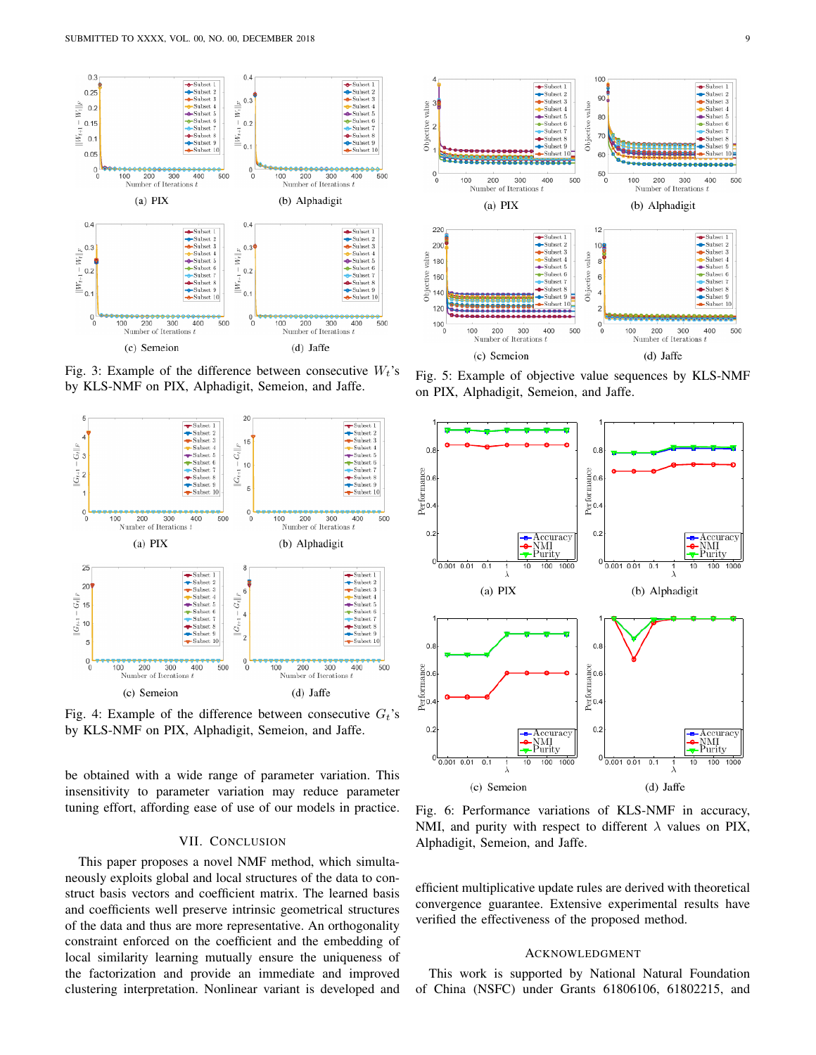Fig. 3: Example of the difference between consecutive $W_t$'s by KLS-NMF on PIX, Alphadigit, Semeion, and Jaffe.

Fig. 4: Example of the difference between consecutive $G_t$'s by KLS-NMF on PIX, Alphadigit, Semeion, and Jaffe.

be obtained with a wide range of parameter variation. This insensitivity to parameter variation may reduce parameter tuning effort, affording ease of use of our models in practice.

## VII. Conclusion

This paper proposes a novel NMF method, which simultaneously exploits global and local structures of the data to construct basis vectors and coefficient matrix. The learned basis and coefficients well preserve intrinsic geometrical structures of the data and thus are more representative. An orthogonality constraint enforced on the coefficient and the embedding of local similarity learning mutually ensure the uniqueness of the factorization and provide an immediate and improved clustering interpretation. Nonlinear variant is developed and efficient multiplicative update rules are derived with theoretical convergence guarantee. Extensive experimental results have verified the effectiveness of the proposed method.

Fig. 5: Example of objective value sequences by KLS-NMF on PIX, Alphadigit, Semeion, and Jaffe.

Fig. 6: Performance variations of KLS-NMF in accuracy, NMI, and purity with respect to different $\lambda$ values on PIX, Alphadigit, Semeion, and Jaffe.

## Acknowledgment

This work is supported by National Natural Foundation of China (NSFC) under Grants 61806106, 61802215, and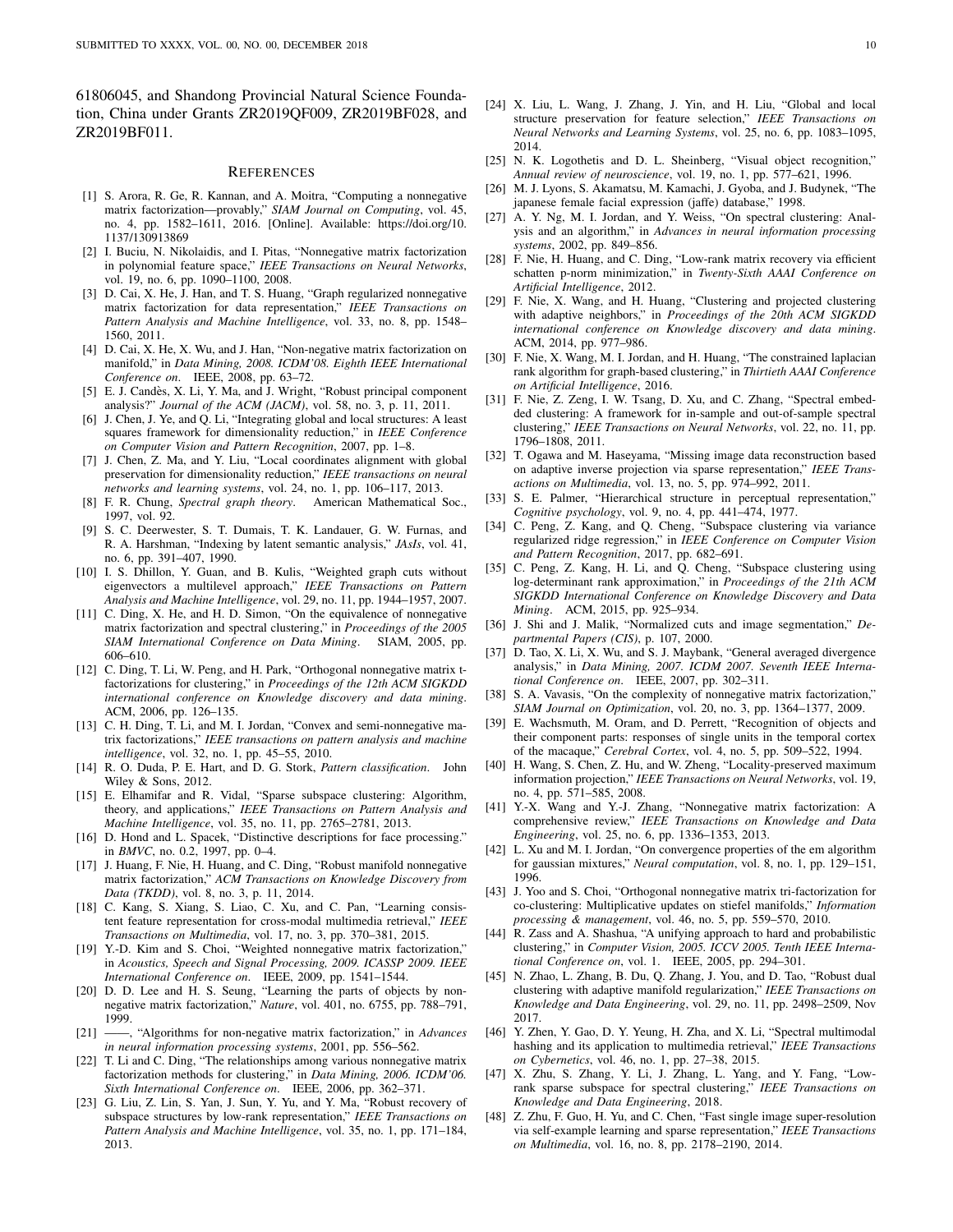61806045, and Shandong Provincial Natural Science Foundation, China under Grants ZR2019QF009, ZR2019BF028, and ZR2019BF011.

## References

[1] S. Arora, R. Ge, R. Kannan, and A. Moitra, "Computing a nonnegative matrix factorization—provably," *SIAM Journal on Computing*, vol. 45, no. 4, pp. 1582–1611, 2016. [Online]. Available: https://doi.org/10.1137/130913869

[2] I. Buciu, N. Nikolaidis, and I. Pitas, "Nonnegative matrix factorization in polynomial feature space," *IEEE Transactions on Neural Networks*, vol. 19, no. 6, pp. 1090–1100, 2008.

[3] D. Cai, X. He, J. Han, and T. S. Huang, "Graph regularized nonnegative matrix factorization for data representation," *IEEE Transactions on Pattern Analysis and Machine Intelligence*, vol. 33, no. 8, pp. 1548–1560, 2011.

[4] D. Cai, X. He, X. Wu, and J. Han, "Non-negative matrix factorization on manifold," in *Data Mining, 2008. ICDM'08. Eighth IEEE International Conference on*. IEEE, 2008, pp. 63–72.

[5] E. J. Candès, X. Li, Y. Ma, and J. Wright, "Robust principal component analysis?" *Journal of the ACM (JACM)*, vol. 58, no. 3, p. 11, 2011.

[6] J. Chen, J. Ye, and Q. Li, "Integrating global and local structures: A least squares framework for dimensionality reduction," in *IEEE Conference on Computer Vision and Pattern Recognition*, 2007, pp. 1–8.

[7] J. Chen, Z. Ma, and Y. Liu, "Local coordinates alignment with global preservation for dimensionality reduction," *IEEE transactions on neural networks and learning systems*, vol. 24, no. 1, pp. 106–117, 2013.

[8] F. R. Chung, *Spectral graph theory*. American Mathematical Soc., 1997, vol. 92.

[9] S. C. Deerwester, S. T. Dumais, T. K. Landauer, G. W. Furnas, and R. A. Harshman, "Indexing by latent semantic analysis," *JAsIs*, vol. 41, no. 6, pp. 391–407, 1990.

[10] I. S. Dhillon, Y. Guan, and B. Kulis, "Weighted graph cuts without eigenvectors a multilevel approach," *IEEE Transactions on Pattern Analysis and Machine Intelligence*, vol. 29, no. 11, pp. 1944–1957, 2007.

[11] C. Ding, X. He, and H. D. Simon, "On the equivalence of nonnegative matrix factorization and spectral clustering," in *Proceedings of the 2005 SIAM International Conference on Data Mining*. SIAM, 2005, pp. 606–610.

[12] C. Ding, T. Li, W. Peng, and H. Park, "Orthogonal nonnegative matrix t-factorizations for clustering," in *Proceedings of the 12th ACM SIGKDD international conference on Knowledge discovery and data mining*. ACM, 2006, pp. 126–135.

[13] C. H. Ding, T. Li, and M. I. Jordan, "Convex and semi-nonnegative matrix factorizations," *IEEE transactions on pattern analysis and machine intelligence*, vol. 32, no. 1, pp. 45–55, 2010.

[14] R. O. Duda, P. E. Hart, and D. G. Stork, *Pattern classification*. John Wiley & Sons, 2012.

[15] E. Elhamifar and R. Vidal, "Sparse subspace clustering: Algorithm, theory, and applications," *IEEE Transactions on Pattern Analysis and Machine Intelligence*, vol. 35, no. 11, pp. 2765–2781, 2013.

[16] D. Hond and L. Spacek, "Distinctive descriptions for face processing." in *BMVC*, no. 0.2, 1997, pp. 0–4.

[17] J. Huang, F. Nie, H. Huang, and C. Ding, "Robust manifold nonnegative matrix factorization," *ACM Transactions on Knowledge Discovery from Data (TKDD)*, vol. 8, no. 3, p. 11, 2014.

[18] C. Kang, S. Xiang, S. Liao, C. Xu, and C. Pan, "Learning consistent feature representation for cross-modal multimedia retrieval," *IEEE Transactions on Multimedia*, vol. 17, no. 3, pp. 370–381, 2015.

[19] Y.-D. Kim and S. Choi, "Weighted nonnegative matrix factorization," in *Acoustics, Speech and Signal Processing, 2009. ICASSP 2009. IEEE International Conference on*. IEEE, 2009, pp. 1541–1544.

[20] D. D. Lee and H. S. Seung, "Learning the parts of objects by non-negative matrix factorization," *Nature*, vol. 401, no. 6755, pp. 788–791, 1999.

[21] ——, "Algorithms for non-negative matrix factorization," in *Advances in neural information processing systems*, 2001, pp. 556–562.

[22] T. Li and C. Ding, "The relationships among various nonnegative matrix factorization methods for clustering," in *Data Mining, 2006. ICDM'06. Sixth International Conference on*. IEEE, 2006, pp. 362–371.

[23] G. Liu, Z. Lin, S. Yan, J. Sun, Y. Yu, and Y. Ma, "Robust recovery of subspace structures by low-rank representation," *IEEE Transactions on Pattern Analysis and Machine Intelligence*, vol. 35, no. 1, pp. 171–184, 2013.

[24] X. Liu, L. Wang, J. Zhang, J. Yin, and H. Liu, "Global and local structure preservation for feature selection," *IEEE Transactions on Neural Networks and Learning Systems*, vol. 25, no. 6, pp. 1083–1095, 2014.

[25] N. K. Logothetis and D. L. Sheinberg, "Visual object recognition," *Annual review of neuroscience*, vol. 19, no. 1, pp. 577–621, 1996.

[26] M. J. Lyons, S. Akamatsu, M. Kamachi, J. Gyoba, and J. Budynek, "The japanese female facial expression (jaffe) database," 1998.

[27] A. Y. Ng, M. I. Jordan, and Y. Weiss, "On spectral clustering: Analysis and an algorithm," in *Advances in neural information processing systems*, 2002, pp. 849–856.

[28] F. Nie, H. Huang, and C. Ding, "Low-rank matrix recovery via efficient schatten p-norm minimization," in *Twenty-Sixth AAAI Conference on Artificial Intelligence*, 2012.

[29] F. Nie, X. Wang, and H. Huang, "Clustering and projected clustering with adaptive neighbors," in *Proceedings of the 20th ACM SIGKDD international conference on Knowledge discovery and data mining*. ACM, 2014, pp. 977–986.

[30] F. Nie, X. Wang, M. I. Jordan, and H. Huang, "The constrained laplacian rank algorithm for graph-based clustering," in *Thirtieth AAAI Conference on Artificial Intelligence*, 2016.

[31] F. Nie, Z. Zeng, I. W. Tsang, D. Xu, and C. Zhang, "Spectral embedded clustering: A framework for in-sample and out-of-sample spectral clustering," *IEEE Transactions on Neural Networks*, vol. 22, no. 11, pp. 1796–1808, 2011.

[32] T. Ogawa and M. Haseyama, "Missing image data reconstruction based on adaptive inverse projection via sparse representation," *IEEE Transactions on Multimedia*, vol. 13, no. 5, pp. 974–992, 2011.

[33] S. E. Palmer, "Hierarchical structure in perceptual representation," *Cognitive psychology*, vol. 9, no. 4, pp. 441–474, 1977.

[34] C. Peng, Z. Kang, and Q. Cheng, "Subspace clustering via variance regularized ridge regression," in *IEEE Conference on Computer Vision and Pattern Recognition*, 2017, pp. 682–691.

[35] C. Peng, Z. Kang, H. Li, and Q. Cheng, "Subspace clustering using log-determinant rank approximation," in *Proceedings of the 21th ACM SIGKDD International Conference on Knowledge Discovery and Data Mining*. ACM, 2015, pp. 925–934.

[36] J. Shi and J. Malik, "Normalized cuts and image segmentation," *Departmental Papers (CIS)*, p. 107, 2000.

[37] D. Tao, X. Li, X. Wu, and S. J. Maybank, "General averaged divergence analysis," in *Data Mining, 2007. ICDM 2007. Seventh IEEE International Conference on*. IEEE, 2007, pp. 302–311.

[38] S. A. Vavasis, "On the complexity of nonnegative matrix factorization," *SIAM Journal on Optimization*, vol. 20, no. 3, pp. 1364–1377, 2009.

[39] E. Wachsmuth, M. Oram, and D. Perrett, "Recognition of objects and their component parts: responses of single units in the temporal cortex of the macaque," *Cerebral Cortex*, vol. 4, no. 5, pp. 509–522, 1994.

[40] H. Wang, S. Chen, Z. Hu, and W. Zheng, "Locality-preserved maximum information projection," *IEEE Transactions on Neural Networks*, vol. 19, no. 4, pp. 571–585, 2008.

[41] Y.-X. Wang and Y.-J. Zhang, "Nonnegative matrix factorization: A comprehensive review," *IEEE Transactions on Knowledge and Data Engineering*, vol. 25, no. 6, pp. 1336–1353, 2013.

[42] L. Xu and M. I. Jordan, "On convergence properties of the em algorithm for gaussian mixtures," *Neural computation*, vol. 8, no. 1, pp. 129–151, 1996.

[43] J. Yoo and S. Choi, "Orthogonal nonnegative matrix tri-factorization for co-clustering: Multiplicative updates on stiefel manifolds," *Information processing & management*, vol. 46, no. 5, pp. 559–570, 2010.

[44] R. Zass and A. Shashua, "A unifying approach to hard and probabilistic clustering," in *Computer Vision, 2005. ICCV 2005. Tenth IEEE International Conference on*, vol. 1. IEEE, 2005, pp. 294–301.

[45] N. Zhao, L. Zhang, B. Du, Q. Zhang, J. You, and D. Tao, "Robust dual clustering with adaptive manifold regularization," *IEEE Transactions on Knowledge and Data Engineering*, vol. 29, no. 11, pp. 2498–2509, Nov 2017.

[46] Y. Zhen, Y. Gao, D. Y. Yeung, H. Zha, and X. Li, "Spectral multimodal hashing and its application to multimedia retrieval," *IEEE Transactions on Cybernetics*, vol. 46, no. 1, pp. 27–38, 2015.

[47] X. Zhu, S. Zhang, Y. Li, J. Zhang, L. Yang, and Y. Fang, "Low-rank sparse subspace for spectral clustering," *IEEE Transactions on Knowledge and Data Engineering*, 2018.

[48] Z. Zhu, F. Guo, H. Yu, and C. Chen, "Fast single image super-resolution via self-example learning and sparse representation," *IEEE Transactions on Multimedia*, vol. 16, no. 8, pp. 2178–2190, 2014.